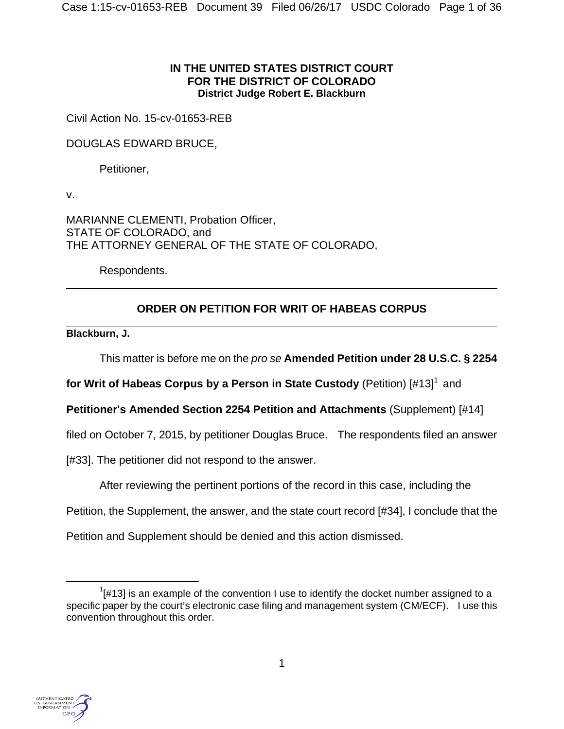**IN THE UNITED STATES DISTRICT COURT**
**FOR THE DISTRICT OF COLORADO**
**District Judge Robert E. Blackburn**

Civil Action No. 15-cv-01653-REB

DOUGLAS EDWARD BRUCE,

Petitioner,

v.

MARIANNE CLEMENTI, Probation Officer,
STATE OF COLORADO, and
THE ATTORNEY GENERAL OF THE STATE OF COLORADO,

Respondents.

---

## ORDER ON PETITION FOR WRIT OF HABEAS CORPUS

---

**Blackburn, J.**

This matter is before me on the *pro se* **Amended Petition under 28 U.S.C. § 2254 for Writ of Habeas Corpus by a Person in State Custody** (Petition) [#13][1] and **Petitioner's Amended Section 2254 Petition and Attachments** (Supplement) [#14] filed on October 7, 2015, by petitioner Douglas Bruce. The respondents filed an answer [#33]. The petitioner did not respond to the answer.

After reviewing the pertinent portions of the record in this case, including the Petition, the Supplement, the answer, and the state court record [#34], I conclude that the Petition and Supplement should be denied and this action dismissed.

---

[1] [#13] is an example of the convention I use to identify the docket number assigned to a specific paper by the court's electronic case filing and management system (CM/ECF). I use this convention throughout this order.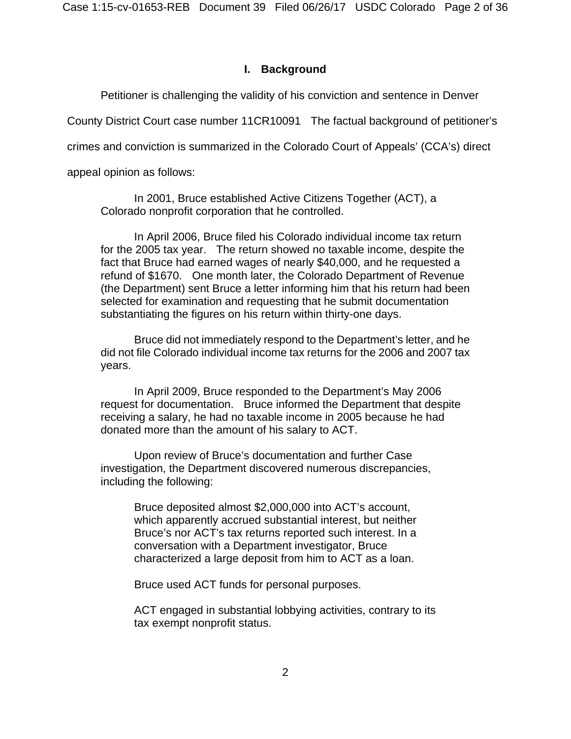## I. Background

Petitioner is challenging the validity of his conviction and sentence in Denver County District Court case number 11CR10091 The factual background of petitioner's crimes and conviction is summarized in the Colorado Court of Appeals' (CCA's) direct appeal opinion as follows:

> In 2001, Bruce established Active Citizens Together (ACT), a Colorado nonprofit corporation that he controlled.
>
> In April 2006, Bruce filed his Colorado individual income tax return for the 2005 tax year. The return showed no taxable income, despite the fact that Bruce had earned wages of nearly $40,000, and he requested a refund of $1670. One month later, the Colorado Department of Revenue (the Department) sent Bruce a letter informing him that his return had been selected for examination and requesting that he submit documentation substantiating the figures on his return within thirty-one days.
>
> Bruce did not immediately respond to the Department's letter, and he did not file Colorado individual income tax returns for the 2006 and 2007 tax years.
>
> In April 2009, Bruce responded to the Department's May 2006 request for documentation. Bruce informed the Department that despite receiving a salary, he had no taxable income in 2005 because he had donated more than the amount of his salary to ACT.
>
> Upon review of Bruce's documentation and further Case investigation, the Department discovered numerous discrepancies, including the following:
>
>> Bruce deposited almost $2,000,000 into ACT's account, which apparently accrued substantial interest, but neither Bruce's nor ACT's tax returns reported such interest. In a conversation with a Department investigator, Bruce characterized a large deposit from him to ACT as a loan.
>>
>> Bruce used ACT funds for personal purposes.
>>
>> ACT engaged in substantial lobbying activities, contrary to its tax exempt nonprofit status.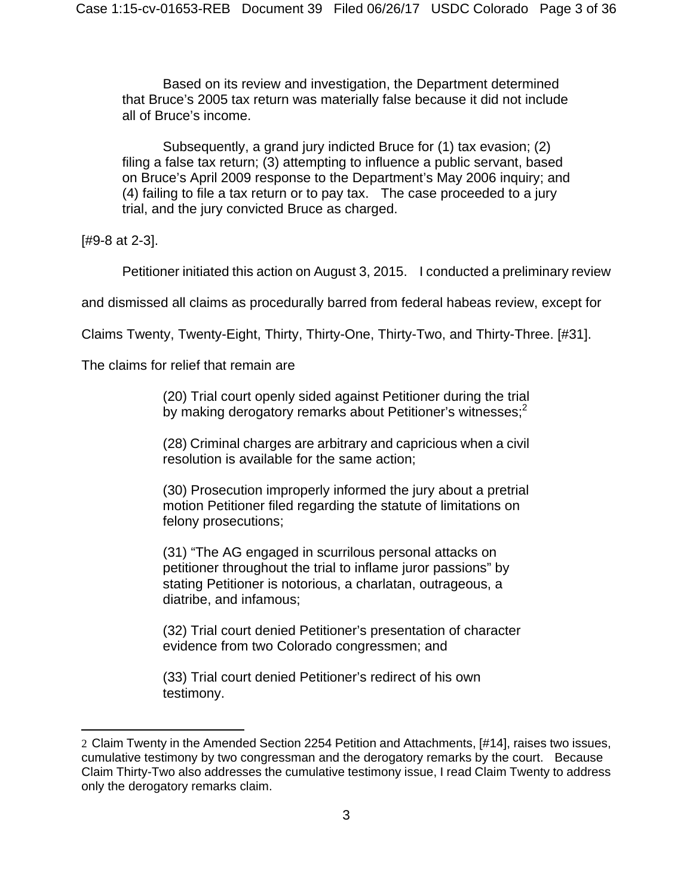> Based on its review and investigation, the Department determined that Bruce's 2005 tax return was materially false because it did not include all of Bruce's income.
>
> Subsequently, a grand jury indicted Bruce for (1) tax evasion; (2) filing a false tax return; (3) attempting to influence a public servant, based on Bruce's April 2009 response to the Department's May 2006 inquiry; and (4) failing to file a tax return or to pay tax. The case proceeded to a jury trial, and the jury convicted Bruce as charged.

[#9-8 at 2-3].

Petitioner initiated this action on August 3, 2015. I conducted a preliminary review and dismissed all claims as procedurally barred from federal habeas review, except for Claims Twenty, Twenty-Eight, Thirty, Thirty-One, Thirty-Two, and Thirty-Three. [#31]. The claims for relief that remain are

> (20) Trial court openly sided against Petitioner during the trial by making derogatory remarks about Petitioner's witnesses;[2]
>
> (28) Criminal charges are arbitrary and capricious when a civil resolution is available for the same action;
>
> (30) Prosecution improperly informed the jury about a pretrial motion Petitioner filed regarding the statute of limitations on felony prosecutions;
>
> (31) "The AG engaged in scurrilous personal attacks on petitioner throughout the trial to inflame juror passions" by stating Petitioner is notorious, a charlatan, outrageous, a diatribe, and infamous;
>
> (32) Trial court denied Petitioner's presentation of character evidence from two Colorado congressmen; and
>
> (33) Trial court denied Petitioner's redirect of his own testimony.

---

2 Claim Twenty in the Amended Section 2254 Petition and Attachments, [#14], raises two issues, cumulative testimony by two congressman and the derogatory remarks by the court. Because Claim Thirty-Two also addresses the cumulative testimony issue, I read Claim Twenty to address only the derogatory remarks claim.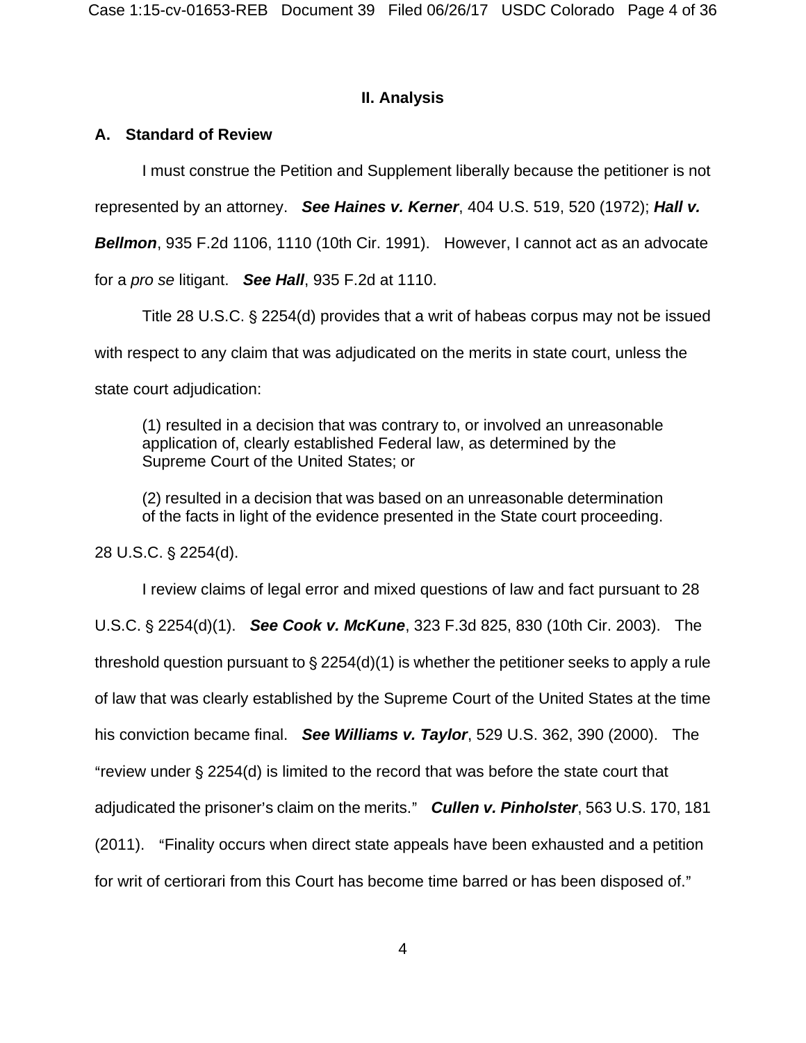## II. Analysis

### A. Standard of Review

I must construe the Petition and Supplement liberally because the petitioner is not represented by an attorney. ***See Haines v. Kerner***, 404 U.S. 519, 520 (1972); ***Hall v. Bellmon***, 935 F.2d 1106, 1110 (10th Cir. 1991). However, I cannot act as an advocate for a *pro se* litigant. ***See Hall***, 935 F.2d at 1110.

Title 28 U.S.C. § 2254(d) provides that a writ of habeas corpus may not be issued with respect to any claim that was adjudicated on the merits in state court, unless the state court adjudication:

> (1) resulted in a decision that was contrary to, or involved an unreasonable application of, clearly established Federal law, as determined by the Supreme Court of the United States; or
>
> (2) resulted in a decision that was based on an unreasonable determination of the facts in light of the evidence presented in the State court proceeding.

28 U.S.C. § 2254(d).

I review claims of legal error and mixed questions of law and fact pursuant to 28 U.S.C. § 2254(d)(1). ***See Cook v. McKune***, 323 F.3d 825, 830 (10th Cir. 2003). The threshold question pursuant to § 2254(d)(1) is whether the petitioner seeks to apply a rule of law that was clearly established by the Supreme Court of the United States at the time his conviction became final. ***See Williams v. Taylor***, 529 U.S. 362, 390 (2000). The "review under § 2254(d) is limited to the record that was before the state court that adjudicated the prisoner's claim on the merits." ***Cullen v. Pinholster***, 563 U.S. 170, 181 (2011). "Finality occurs when direct state appeals have been exhausted and a petition for writ of certiorari from this Court has become time barred or has been disposed of."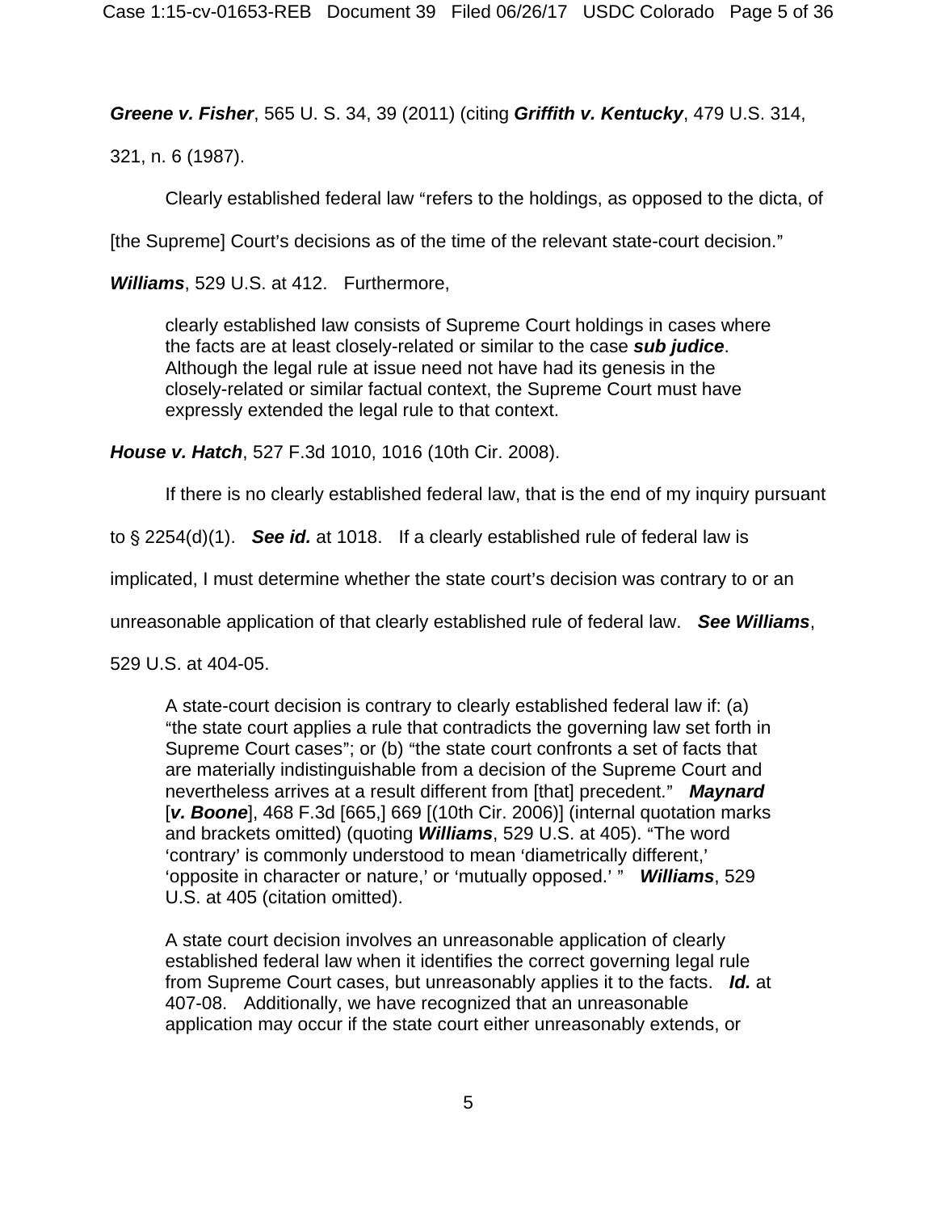***Greene v. Fisher***, 565 U. S. 34, 39 (2011) (citing ***Griffith v. Kentucky***, 479 U.S. 314, 321, n. 6 (1987).

Clearly established federal law "refers to the holdings, as opposed to the dicta, of [the Supreme] Court's decisions as of the time of the relevant state-court decision." ***Williams***, 529 U.S. at 412. Furthermore,

> clearly established law consists of Supreme Court holdings in cases where the facts are at least closely-related or similar to the case ***sub judice***. Although the legal rule at issue need not have had its genesis in the closely-related or similar factual context, the Supreme Court must have expressly extended the legal rule to that context.

***House v. Hatch***, 527 F.3d 1010, 1016 (10th Cir. 2008).

If there is no clearly established federal law, that is the end of my inquiry pursuant to § 2254(d)(1). ***See id.*** at 1018. If a clearly established rule of federal law is implicated, I must determine whether the state court's decision was contrary to or an unreasonable application of that clearly established rule of federal law. ***See Williams***, 529 U.S. at 404-05.

> A state-court decision is contrary to clearly established federal law if: (a) "the state court applies a rule that contradicts the governing law set forth in Supreme Court cases"; or (b) "the state court confronts a set of facts that are materially indistinguishable from a decision of the Supreme Court and nevertheless arrives at a result different from [that] precedent." ***Maynard*** [***v. Boone***], 468 F.3d [665,] 669 [(10th Cir. 2006)] (internal quotation marks and brackets omitted) (quoting ***Williams***, 529 U.S. at 405). "The word 'contrary' is commonly understood to mean 'diametrically different,' 'opposite in character or nature,' or 'mutually opposed.' " ***Williams***, 529 U.S. at 405 (citation omitted).
>
> A state court decision involves an unreasonable application of clearly established federal law when it identifies the correct governing legal rule from Supreme Court cases, but unreasonably applies it to the facts. ***Id.*** at 407-08. Additionally, we have recognized that an unreasonable application may occur if the state court either unreasonably extends, or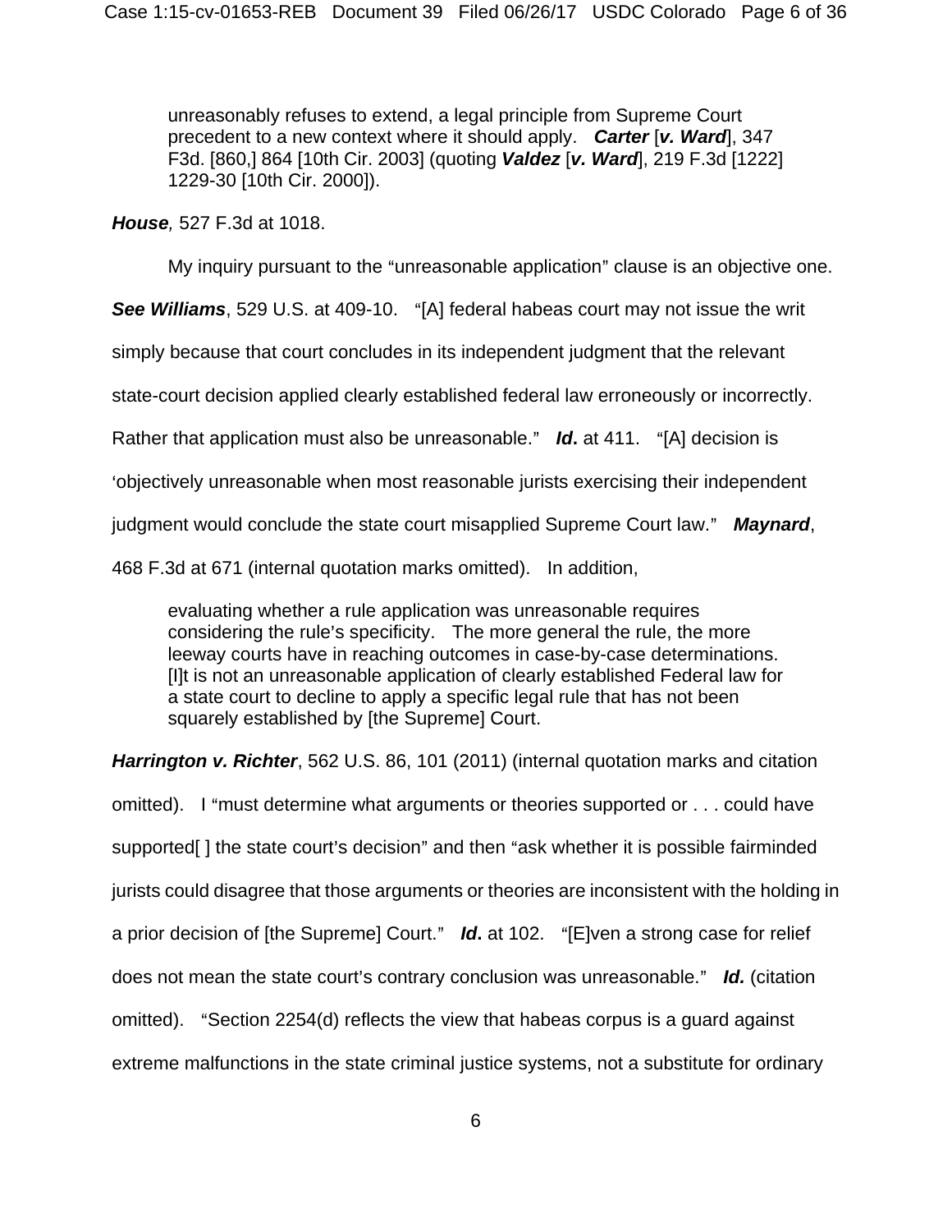> unreasonably refuses to extend, a legal principle from Supreme Court precedent to a new context where it should apply. ***Carter*** [***v. Ward***], 347 F3d. [860,] 864 [10th Cir. 2003] (quoting ***Valdez*** [***v. Ward***], 219 F.3d [1222] 1229-30 [10th Cir. 2000]).

***House****,* 527 F.3d at 1018.

My inquiry pursuant to the "unreasonable application" clause is an objective one. ***See Williams***, 529 U.S. at 409-10. "[A] federal habeas court may not issue the writ simply because that court concludes in its independent judgment that the relevant state-court decision applied clearly established federal law erroneously or incorrectly. Rather that application must also be unreasonable." ***Id*****.** at 411. "[A] decision is 'objectively unreasonable when most reasonable jurists exercising their independent judgment would conclude the state court misapplied Supreme Court law." ***Maynard***, 468 F.3d at 671 (internal quotation marks omitted). In addition,

> evaluating whether a rule application was unreasonable requires considering the rule's specificity. The more general the rule, the more leeway courts have in reaching outcomes in case-by-case determinations. [I]t is not an unreasonable application of clearly established Federal law for a state court to decline to apply a specific legal rule that has not been squarely established by [the Supreme] Court.

***Harrington v. Richter***, 562 U.S. 86, 101 (2011) (internal quotation marks and citation omitted). I "must determine what arguments or theories supported or . . . could have supported[ ] the state court's decision" and then "ask whether it is possible fairminded jurists could disagree that those arguments or theories are inconsistent with the holding in a prior decision of [the Supreme] Court." ***Id*****.** at 102. "[E]ven a strong case for relief does not mean the state court's contrary conclusion was unreasonable." ***Id.*** (citation omitted). "Section 2254(d) reflects the view that habeas corpus is a guard against extreme malfunctions in the state criminal justice systems, not a substitute for ordinary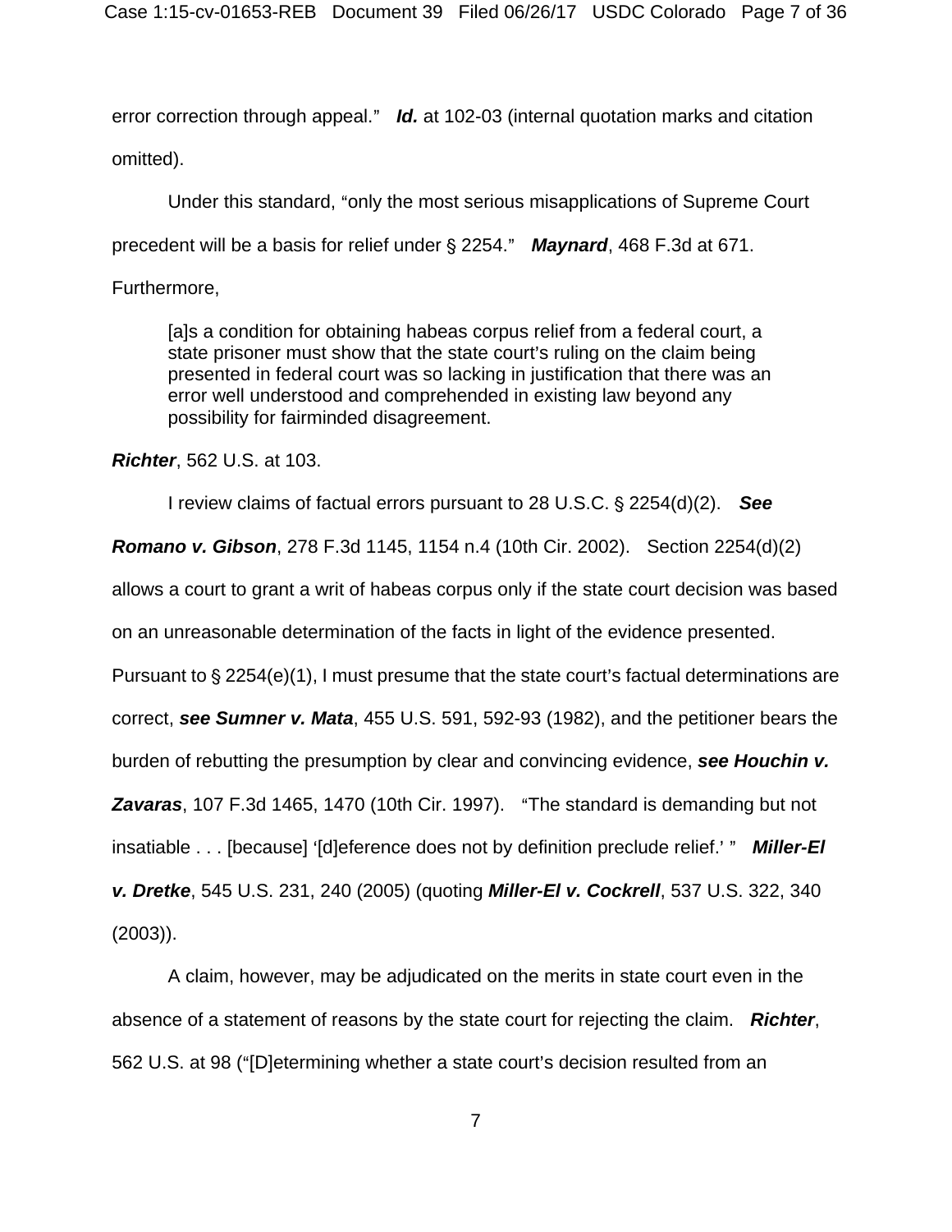error correction through appeal." ***Id.*** at 102-03 (internal quotation marks and citation omitted).

Under this standard, "only the most serious misapplications of Supreme Court precedent will be a basis for relief under § 2254." ***Maynard***, 468 F.3d at 671. Furthermore,

> [a]s a condition for obtaining habeas corpus relief from a federal court, a state prisoner must show that the state court's ruling on the claim being presented in federal court was so lacking in justification that there was an error well understood and comprehended in existing law beyond any possibility for fairminded disagreement.

***Richter***, 562 U.S. at 103.

I review claims of factual errors pursuant to 28 U.S.C. § 2254(d)(2). ***See Romano v. Gibson***, 278 F.3d 1145, 1154 n.4 (10th Cir. 2002). Section 2254(d)(2) allows a court to grant a writ of habeas corpus only if the state court decision was based on an unreasonable determination of the facts in light of the evidence presented. Pursuant to § 2254(e)(1), I must presume that the state court's factual determinations are correct, ***see Sumner v. Mata***, 455 U.S. 591, 592-93 (1982), and the petitioner bears the burden of rebutting the presumption by clear and convincing evidence, ***see Houchin v. Zavaras***, 107 F.3d 1465, 1470 (10th Cir. 1997). "The standard is demanding but not insatiable . . . [because] '[d]eference does not by definition preclude relief.' " ***Miller-El v. Dretke***, 545 U.S. 231, 240 (2005) (quoting ***Miller-El v. Cockrell***, 537 U.S. 322, 340 (2003)).

A claim, however, may be adjudicated on the merits in state court even in the absence of a statement of reasons by the state court for rejecting the claim. ***Richter***, 562 U.S. at 98 ("[D]etermining whether a state court's decision resulted from an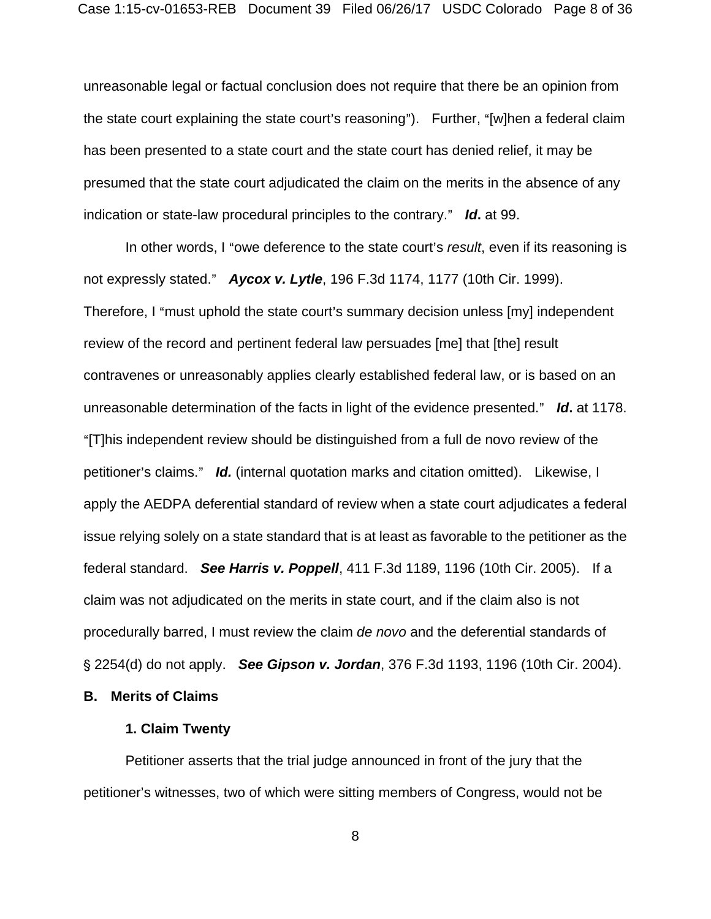unreasonable legal or factual conclusion does not require that there be an opinion from the state court explaining the state court's reasoning"). Further, "[w]hen a federal claim has been presented to a state court and the state court has denied relief, it may be presumed that the state court adjudicated the claim on the merits in the absence of any indication or state-law procedural principles to the contrary." ***Id***. at 99.

In other words, I "owe deference to the state court's *result*, even if its reasoning is not expressly stated." ***Aycox v. Lytle***, 196 F.3d 1174, 1177 (10th Cir. 1999). Therefore, I "must uphold the state court's summary decision unless [my] independent review of the record and pertinent federal law persuades [me] that [the] result contravenes or unreasonably applies clearly established federal law, or is based on an unreasonable determination of the facts in light of the evidence presented." ***Id***. at 1178. "[T]his independent review should be distinguished from a full de novo review of the petitioner's claims." ***Id.*** (internal quotation marks and citation omitted). Likewise, I apply the AEDPA deferential standard of review when a state court adjudicates a federal issue relying solely on a state standard that is at least as favorable to the petitioner as the federal standard. ***See Harris v. Poppell***, 411 F.3d 1189, 1196 (10th Cir. 2005). If a claim was not adjudicated on the merits in state court, and if the claim also is not procedurally barred, I must review the claim *de novo* and the deferential standards of § 2254(d) do not apply. ***See Gipson v. Jordan***, 376 F.3d 1193, 1196 (10th Cir. 2004).

## B. Merits of Claims

### 1. Claim Twenty

Petitioner asserts that the trial judge announced in front of the jury that the petitioner's witnesses, two of which were sitting members of Congress, would not be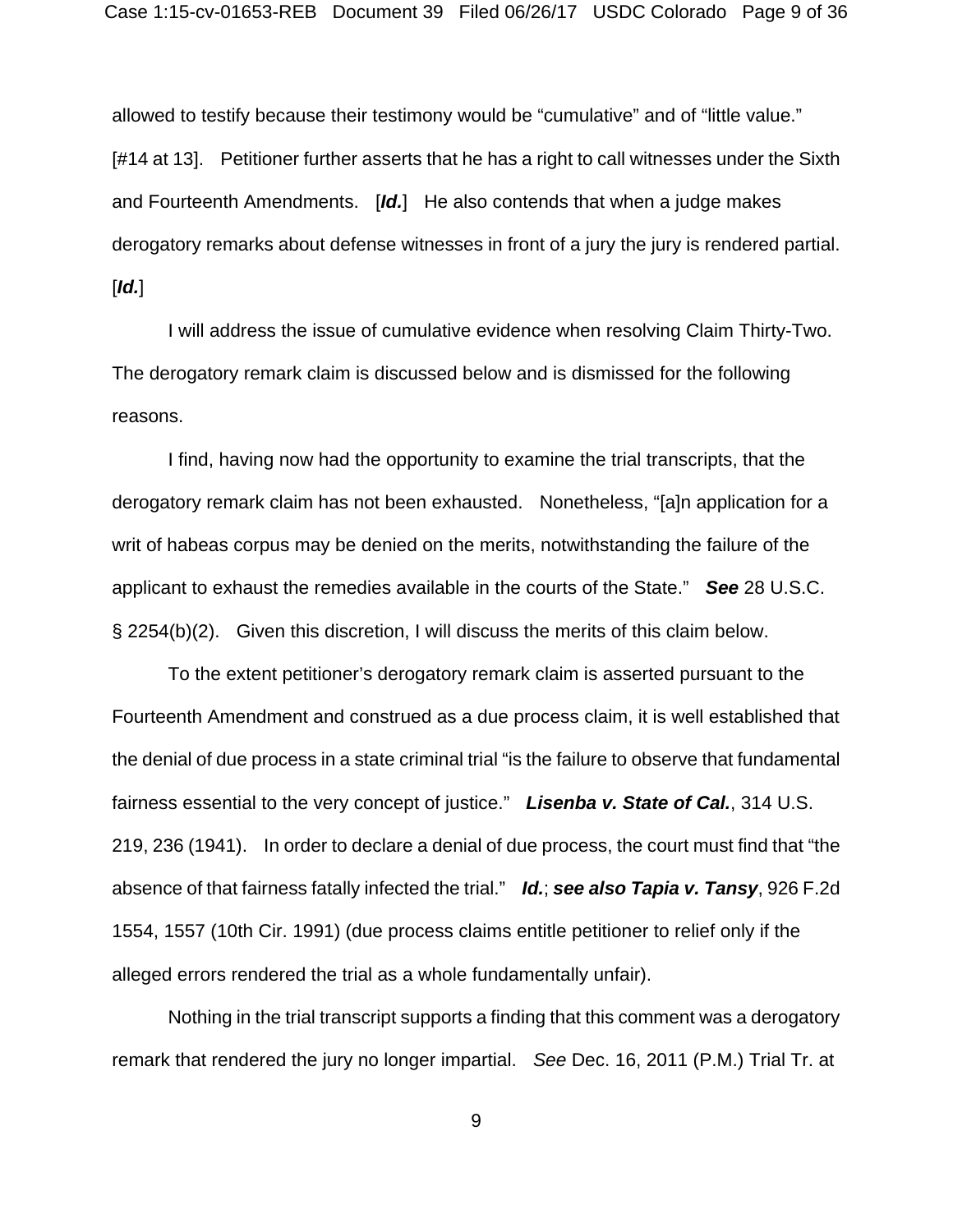allowed to testify because their testimony would be "cumulative" and of "little value." [#14 at 13]. Petitioner further asserts that he has a right to call witnesses under the Sixth and Fourteenth Amendments. [***Id.***] He also contends that when a judge makes derogatory remarks about defense witnesses in front of a jury the jury is rendered partial. [***Id.***]

I will address the issue of cumulative evidence when resolving Claim Thirty-Two. The derogatory remark claim is discussed below and is dismissed for the following reasons.

I find, having now had the opportunity to examine the trial transcripts, that the derogatory remark claim has not been exhausted. Nonetheless, "[a]n application for a writ of habeas corpus may be denied on the merits, notwithstanding the failure of the applicant to exhaust the remedies available in the courts of the State." ***See*** 28 U.S.C. § 2254(b)(2). Given this discretion, I will discuss the merits of this claim below.

To the extent petitioner's derogatory remark claim is asserted pursuant to the Fourteenth Amendment and construed as a due process claim, it is well established that the denial of due process in a state criminal trial "is the failure to observe that fundamental fairness essential to the very concept of justice." ***Lisenba v. State of Cal.***, 314 U.S. 219, 236 (1941). In order to declare a denial of due process, the court must find that "the absence of that fairness fatally infected the trial." ***Id.***; ***see also Tapia v. Tansy***, 926 F.2d 1554, 1557 (10th Cir. 1991) (due process claims entitle petitioner to relief only if the alleged errors rendered the trial as a whole fundamentally unfair).

Nothing in the trial transcript supports a finding that this comment was a derogatory remark that rendered the jury no longer impartial. *See* Dec. 16, 2011 (P.M.) Trial Tr. at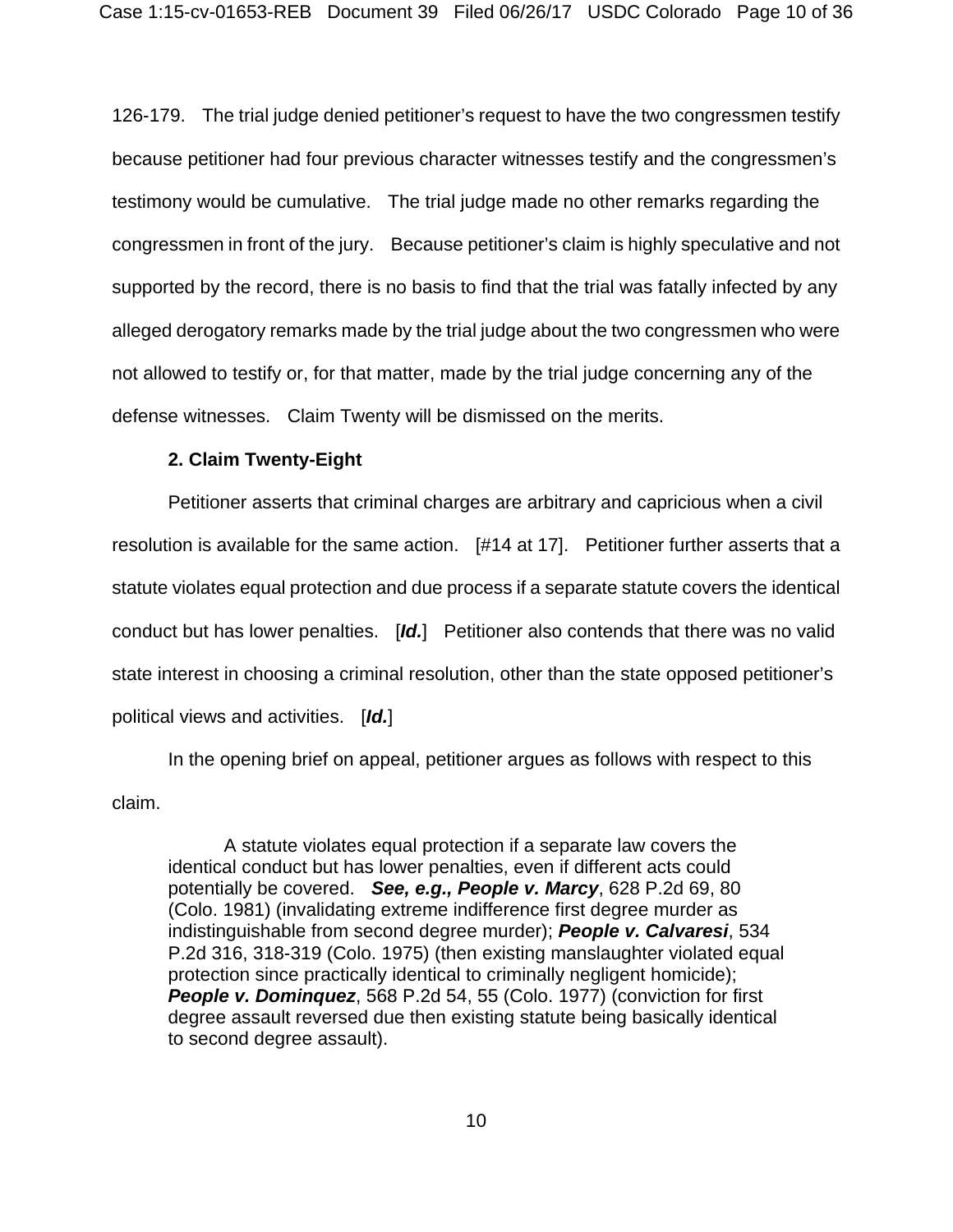126-179. The trial judge denied petitioner's request to have the two congressmen testify because petitioner had four previous character witnesses testify and the congressmen's testimony would be cumulative. The trial judge made no other remarks regarding the congressmen in front of the jury. Because petitioner's claim is highly speculative and not supported by the record, there is no basis to find that the trial was fatally infected by any alleged derogatory remarks made by the trial judge about the two congressmen who were not allowed to testify or, for that matter, made by the trial judge concerning any of the defense witnesses. Claim Twenty will be dismissed on the merits.

### 2. Claim Twenty-Eight

Petitioner asserts that criminal charges are arbitrary and capricious when a civil resolution is available for the same action. [#14 at 17]. Petitioner further asserts that a statute violates equal protection and due process if a separate statute covers the identical conduct but has lower penalties. [***Id.***] Petitioner also contends that there was no valid state interest in choosing a criminal resolution, other than the state opposed petitioner's political views and activities. [***Id.***]

In the opening brief on appeal, petitioner argues as follows with respect to this claim.

> A statute violates equal protection if a separate law covers the identical conduct but has lower penalties, even if different acts could potentially be covered. ***See, e.g., People v. Marcy***, 628 P.2d 69, 80 (Colo. 1981) (invalidating extreme indifference first degree murder as indistinguishable from second degree murder); ***People v. Calvaresi***, 534 P.2d 316, 318-319 (Colo. 1975) (then existing manslaughter violated equal protection since practically identical to criminally negligent homicide); ***People v. Dominquez***, 568 P.2d 54, 55 (Colo. 1977) (conviction for first degree assault reversed due then existing statute being basically identical to second degree assault).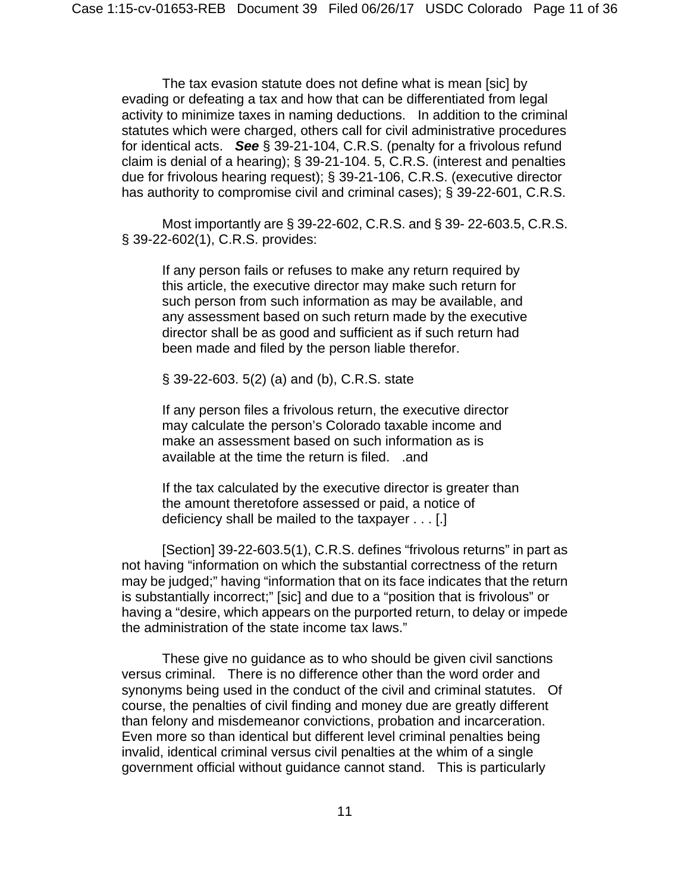The tax evasion statute does not define what is mean [sic] by evading or defeating a tax and how that can be differentiated from legal activity to minimize taxes in naming deductions. In addition to the criminal statutes which were charged, others call for civil administrative procedures for identical acts. ***See*** § 39-21-104, C.R.S. (penalty for a frivolous refund claim is denial of a hearing); § 39-21-104. 5, C.R.S. (interest and penalties due for frivolous hearing request); § 39-21-106, C.R.S. (executive director has authority to compromise civil and criminal cases); § 39-22-601, C.R.S.

Most importantly are § 39-22-602, C.R.S. and § 39- 22-603.5, C.R.S. § 39-22-602(1), C.R.S. provides:

> If any person fails or refuses to make any return required by this article, the executive director may make such return for such person from such information as may be available, and any assessment based on such return made by the executive director shall be as good and sufficient as if such return had been made and filed by the person liable therefor.
>
> § 39-22-603. 5(2) (a) and (b), C.R.S. state
>
> If any person files a frivolous return, the executive director may calculate the person's Colorado taxable income and make an assessment based on such information as is available at the time the return is filed. .and
>
> If the tax calculated by the executive director is greater than the amount theretofore assessed or paid, a notice of deficiency shall be mailed to the taxpayer . . . [.]

[Section] 39-22-603.5(1), C.R.S. defines "frivolous returns" in part as not having "information on which the substantial correctness of the return may be judged;" having "information that on its face indicates that the return is substantially incorrect;" [sic] and due to a "position that is frivolous" or having a "desire, which appears on the purported return, to delay or impede the administration of the state income tax laws."

These give no guidance as to who should be given civil sanctions versus criminal. There is no difference other than the word order and synonyms being used in the conduct of the civil and criminal statutes. Of course, the penalties of civil finding and money due are greatly different than felony and misdemeanor convictions, probation and incarceration. Even more so than identical but different level criminal penalties being invalid, identical criminal versus civil penalties at the whim of a single government official without guidance cannot stand. This is particularly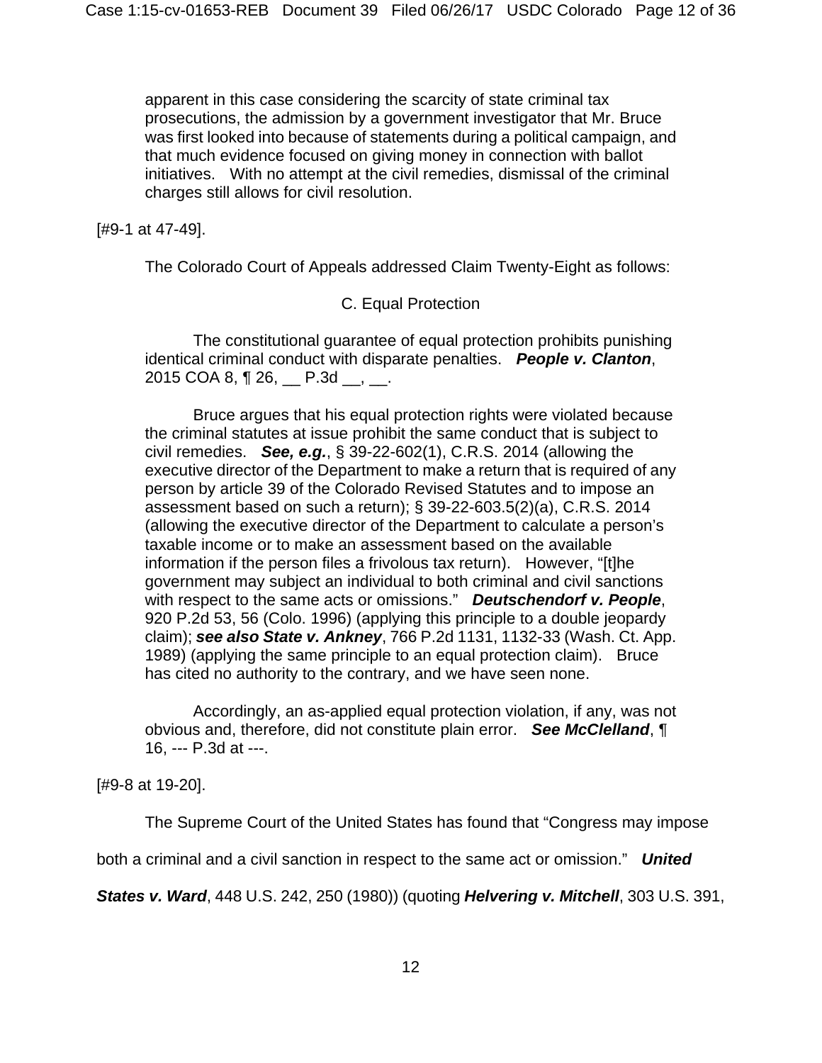> apparent in this case considering the scarcity of state criminal tax prosecutions, the admission by a government investigator that Mr. Bruce was first looked into because of statements during a political campaign, and that much evidence focused on giving money in connection with ballot initiatives. With no attempt at the civil remedies, dismissal of the criminal charges still allows for civil resolution.

[#9-1 at 47-49].

The Colorado Court of Appeals addressed Claim Twenty-Eight as follows:

> C. Equal Protection
>
> The constitutional guarantee of equal protection prohibits punishing identical criminal conduct with disparate penalties. ***People v. Clanton***, 2015 COA 8, ¶ 26, __ P.3d __, __.
>
> Bruce argues that his equal protection rights were violated because the criminal statutes at issue prohibit the same conduct that is subject to civil remedies. ***See, e.g.***, § 39-22-602(1), C.R.S. 2014 (allowing the executive director of the Department to make a return that is required of any person by article 39 of the Colorado Revised Statutes and to impose an assessment based on such a return); § 39-22-603.5(2)(a), C.R.S. 2014 (allowing the executive director of the Department to calculate a person's taxable income or to make an assessment based on the available information if the person files a frivolous tax return). However, "[t]he government may subject an individual to both criminal and civil sanctions with respect to the same acts or omissions." ***Deutschendorf v. People***, 920 P.2d 53, 56 (Colo. 1996) (applying this principle to a double jeopardy claim); ***see also State v. Anknev***, 766 P.2d 1131, 1132-33 (Wash. Ct. App. 1989) (applying the same principle to an equal protection claim). Bruce has cited no authority to the contrary, and we have seen none.
>
> Accordingly, an as-applied equal protection violation, if any, was not obvious and, therefore, did not constitute plain error. ***See McClelland***, ¶ 16, --- P.3d at ---.

[#9-8 at 19-20].

The Supreme Court of the United States has found that "Congress may impose both a criminal and a civil sanction in respect to the same act or omission." ***United States v. Ward***, 448 U.S. 242, 250 (1980)) (quoting ***Helvering v. Mitchell***, 303 U.S. 391,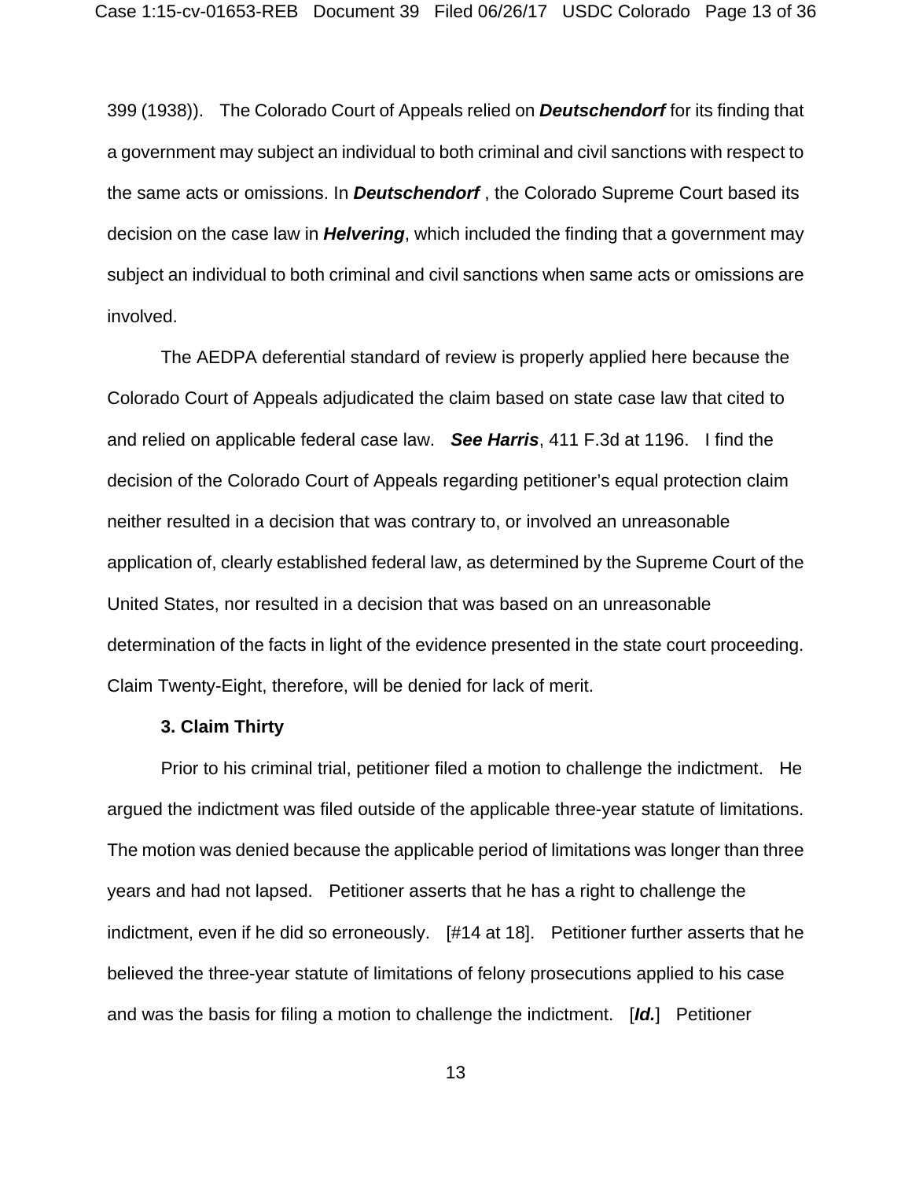399 (1938)). The Colorado Court of Appeals relied on ***Deutschendorf*** for its finding that a government may subject an individual to both criminal and civil sanctions with respect to the same acts or omissions. In ***Deutschendorf*** , the Colorado Supreme Court based its decision on the case law in ***Helvering***, which included the finding that a government may subject an individual to both criminal and civil sanctions when same acts or omissions are involved.

The AEDPA deferential standard of review is properly applied here because the Colorado Court of Appeals adjudicated the claim based on state case law that cited to and relied on applicable federal case law. ***See Harris***, 411 F.3d at 1196. I find the decision of the Colorado Court of Appeals regarding petitioner's equal protection claim neither resulted in a decision that was contrary to, or involved an unreasonable application of, clearly established federal law, as determined by the Supreme Court of the United States, nor resulted in a decision that was based on an unreasonable determination of the facts in light of the evidence presented in the state court proceeding. Claim Twenty-Eight, therefore, will be denied for lack of merit.

**3. Claim Thirty**

Prior to his criminal trial, petitioner filed a motion to challenge the indictment. He argued the indictment was filed outside of the applicable three-year statute of limitations. The motion was denied because the applicable period of limitations was longer than three years and had not lapsed. Petitioner asserts that he has a right to challenge the indictment, even if he did so erroneously. [#14 at 18]. Petitioner further asserts that he believed the three-year statute of limitations of felony prosecutions applied to his case and was the basis for filing a motion to challenge the indictment. [***Id.***] Petitioner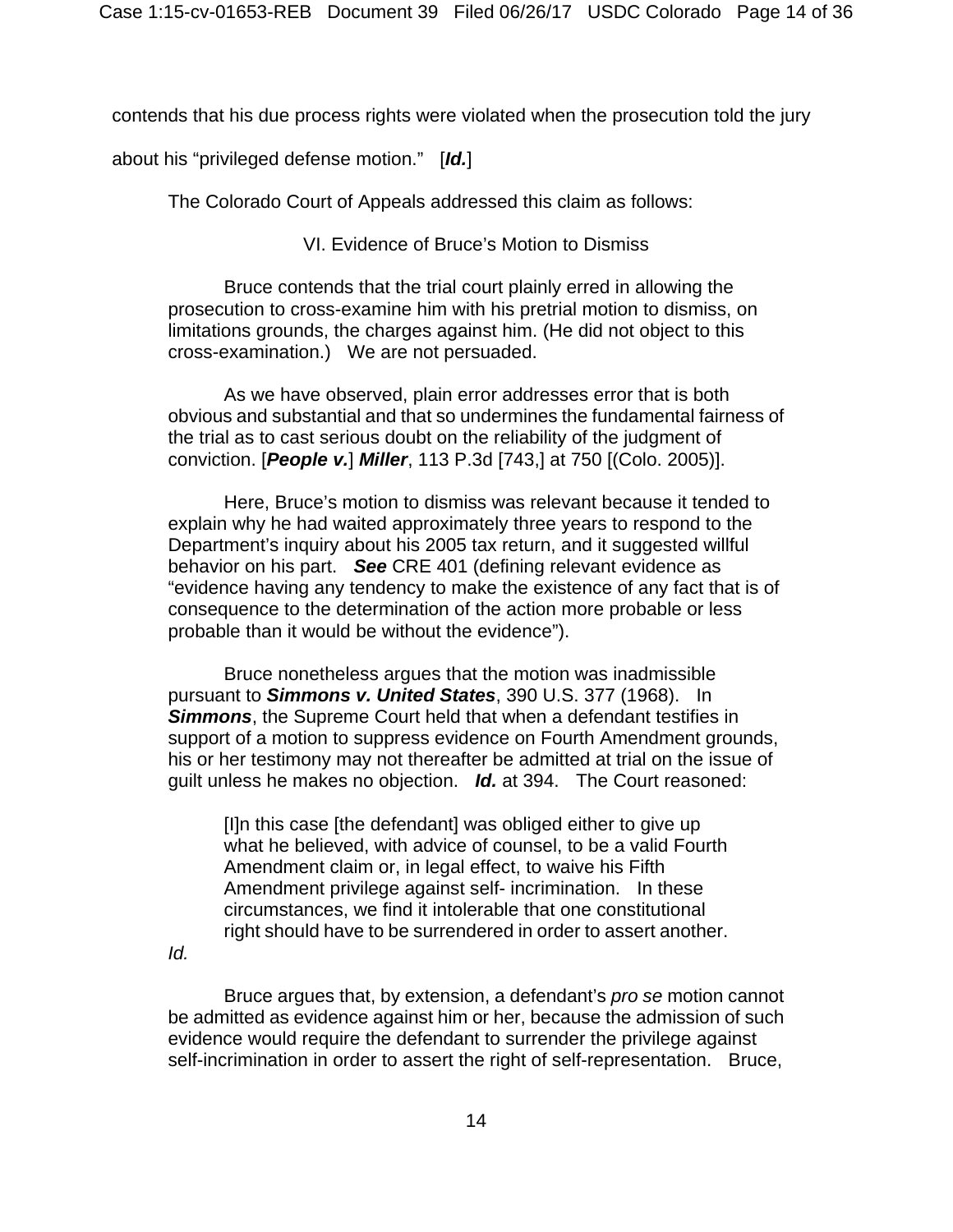contends that his due process rights were violated when the prosecution told the jury about his "privileged defense motion." [***Id.***]

The Colorado Court of Appeals addressed this claim as follows:

> VI. Evidence of Bruce's Motion to Dismiss
>
> Bruce contends that the trial court plainly erred in allowing the prosecution to cross-examine him with his pretrial motion to dismiss, on limitations grounds, the charges against him. (He did not object to this cross-examination.) We are not persuaded.
>
> As we have observed, plain error addresses error that is both obvious and substantial and that so undermines the fundamental fairness of the trial as to cast serious doubt on the reliability of the judgment of conviction. [***People v.***] ***Miller***, 113 P.3d [743,] at 750 [(Colo. 2005)].
>
> Here, Bruce's motion to dismiss was relevant because it tended to explain why he had waited approximately three years to respond to the Department's inquiry about his 2005 tax return, and it suggested willful behavior on his part. ***See*** CRE 401 (defining relevant evidence as "evidence having any tendency to make the existence of any fact that is of consequence to the determination of the action more probable or less probable than it would be without the evidence").
>
> Bruce nonetheless argues that the motion was inadmissible pursuant to ***Simmons v. United States***, 390 U.S. 377 (1968). In ***Simmons***, the Supreme Court held that when a defendant testifies in support of a motion to suppress evidence on Fourth Amendment grounds, his or her testimony may not thereafter be admitted at trial on the issue of guilt unless he makes no objection. ***Id.*** at 394. The Court reasoned:
>
> > [I]n this case [the defendant] was obliged either to give up what he believed, with advice of counsel, to be a valid Fourth Amendment claim or, in legal effect, to waive his Fifth Amendment privilege against self- incrimination. In these circumstances, we find it intolerable that one constitutional right should have to be surrendered in order to assert another.
>
> *Id.*
>
> Bruce argues that, by extension, a defendant's *pro se* motion cannot be admitted as evidence against him or her, because the admission of such evidence would require the defendant to surrender the privilege against self-incrimination in order to assert the right of self-representation. Bruce,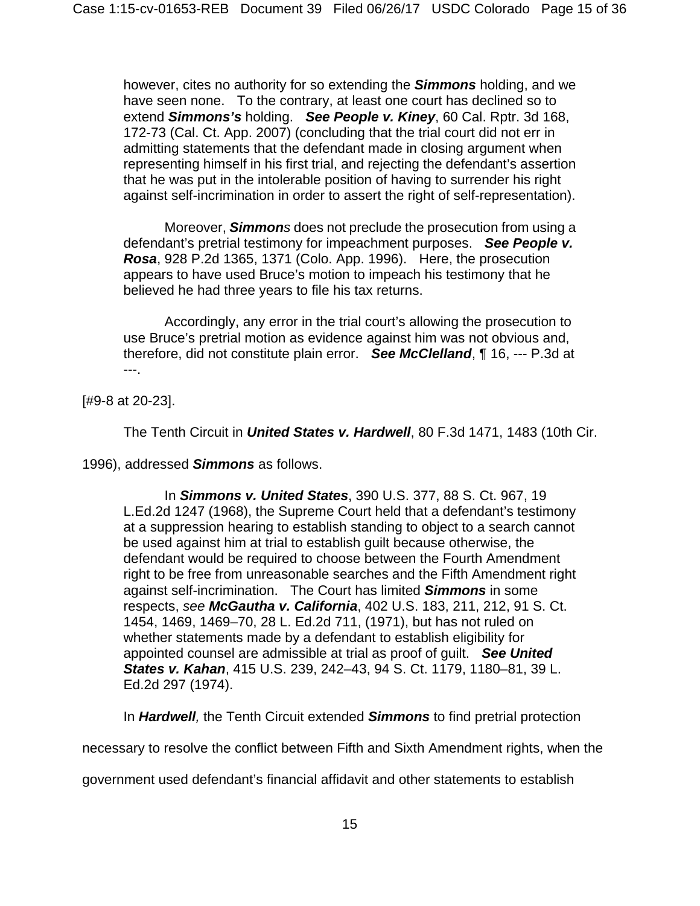> however, cites no authority for so extending the ***Simmons*** holding, and we have seen none. To the contrary, at least one court has declined so to extend ***Simmons's*** holding. ***See People v. Kiney***, 60 Cal. Rptr. 3d 168, 172-73 (Cal. Ct. App. 2007) (concluding that the trial court did not err in admitting statements that the defendant made in closing argument when representing himself in his first trial, and rejecting the defendant's assertion that he was put in the intolerable position of having to surrender his right against self-incrimination in order to assert the right of self-representation).
>
> Moreover, ***Simmons*** does not preclude the prosecution from using a defendant's pretrial testimony for impeachment purposes. ***See People v. Rosa***, 928 P.2d 1365, 1371 (Colo. App. 1996). Here, the prosecution appears to have used Bruce's motion to impeach his testimony that he believed he had three years to file his tax returns.
>
> Accordingly, any error in the trial court's allowing the prosecution to use Bruce's pretrial motion as evidence against him was not obvious and, therefore, did not constitute plain error. ***See McClelland***, ¶ 16, --- P.3d at ---.

[#9-8 at 20-23].

The Tenth Circuit in ***United States v. Hardwell***, 80 F.3d 1471, 1483 (10th Cir. 1996), addressed ***Simmons*** as follows.

> In ***Simmons v. United States***, 390 U.S. 377, 88 S. Ct. 967, 19 L.Ed.2d 1247 (1968), the Supreme Court held that a defendant's testimony at a suppression hearing to establish standing to object to a search cannot be used against him at trial to establish guilt because otherwise, the defendant would be required to choose between the Fourth Amendment right to be free from unreasonable searches and the Fifth Amendment right against self-incrimination. The Court has limited ***Simmons*** in some respects, *see* ***McGautha v. California***, 402 U.S. 183, 211, 212, 91 S. Ct. 1454, 1469, 1469–70, 28 L. Ed.2d 711, (1971), but has not ruled on whether statements made by a defendant to establish eligibility for appointed counsel are admissible at trial as proof of guilt. ***See United States v. Kahan***, 415 U.S. 239, 242–43, 94 S. Ct. 1179, 1180–81, 39 L. Ed.2d 297 (1974).

In ***Hardwell**,* the Tenth Circuit extended ***Simmons*** to find pretrial protection necessary to resolve the conflict between Fifth and Sixth Amendment rights, when the government used defendant's financial affidavit and other statements to establish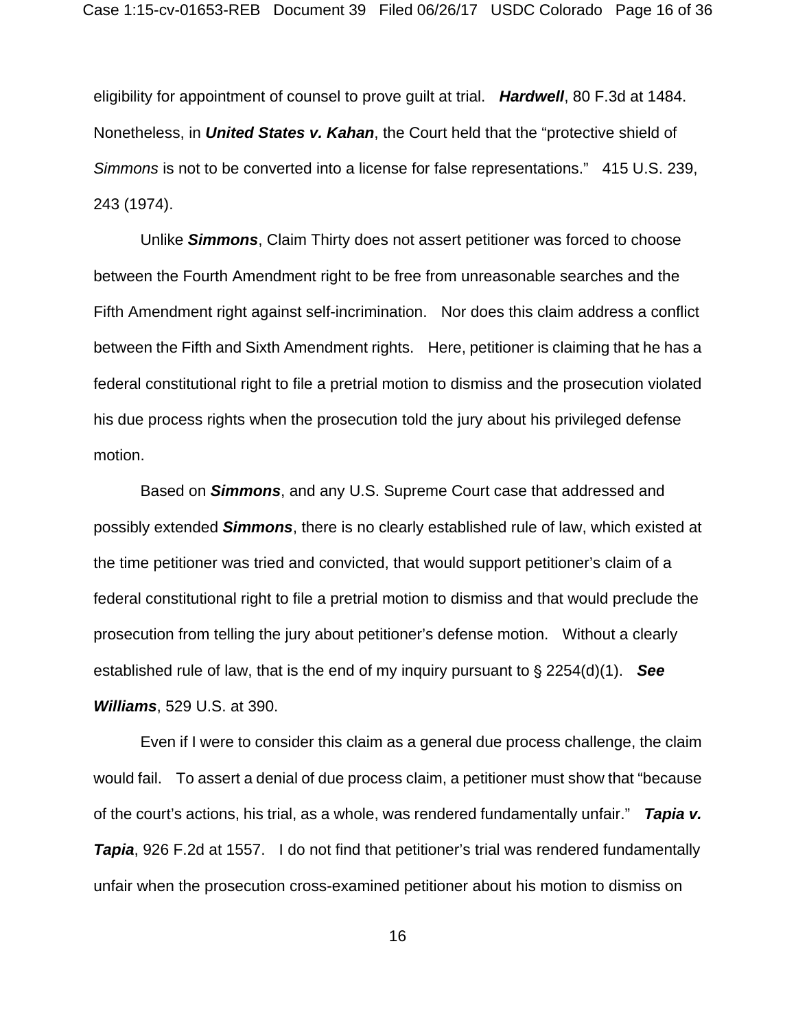eligibility for appointment of counsel to prove guilt at trial. ***Hardwell***, 80 F.3d at 1484. Nonetheless, in ***United States v. Kahan***, the Court held that the "protective shield of *Simmons* is not to be converted into a license for false representations." 415 U.S. 239, 243 (1974).

Unlike ***Simmons***, Claim Thirty does not assert petitioner was forced to choose between the Fourth Amendment right to be free from unreasonable searches and the Fifth Amendment right against self-incrimination. Nor does this claim address a conflict between the Fifth and Sixth Amendment rights. Here, petitioner is claiming that he has a federal constitutional right to file a pretrial motion to dismiss and the prosecution violated his due process rights when the prosecution told the jury about his privileged defense motion.

Based on ***Simmons***, and any U.S. Supreme Court case that addressed and possibly extended ***Simmons***, there is no clearly established rule of law, which existed at the time petitioner was tried and convicted, that would support petitioner's claim of a federal constitutional right to file a pretrial motion to dismiss and that would preclude the prosecution from telling the jury about petitioner's defense motion. Without a clearly established rule of law, that is the end of my inquiry pursuant to § 2254(d)(1). ***See Williams***, 529 U.S. at 390.

Even if I were to consider this claim as a general due process challenge, the claim would fail. To assert a denial of due process claim, a petitioner must show that "because of the court's actions, his trial, as a whole, was rendered fundamentally unfair." ***Tapia v. Tapia***, 926 F.2d at 1557. I do not find that petitioner's trial was rendered fundamentally unfair when the prosecution cross-examined petitioner about his motion to dismiss on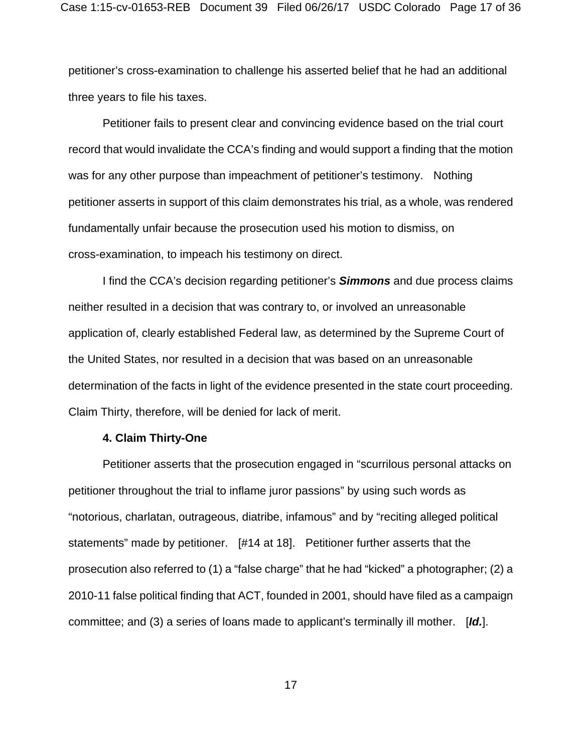petitioner's cross-examination to challenge his asserted belief that he had an additional three years to file his taxes.

Petitioner fails to present clear and convincing evidence based on the trial court record that would invalidate the CCA's finding and would support a finding that the motion was for any other purpose than impeachment of petitioner's testimony. Nothing petitioner asserts in support of this claim demonstrates his trial, as a whole, was rendered fundamentally unfair because the prosecution used his motion to dismiss, on cross-examination, to impeach his testimony on direct.

I find the CCA's decision regarding petitioner's ***Simmons*** and due process claims neither resulted in a decision that was contrary to, or involved an unreasonable application of, clearly established Federal law, as determined by the Supreme Court of the United States, nor resulted in a decision that was based on an unreasonable determination of the facts in light of the evidence presented in the state court proceeding. Claim Thirty, therefore, will be denied for lack of merit.

**4. Claim Thirty-One**

Petitioner asserts that the prosecution engaged in "scurrilous personal attacks on petitioner throughout the trial to inflame juror passions" by using such words as "notorious, charlatan, outrageous, diatribe, infamous" and by "reciting alleged political statements" made by petitioner. [#14 at 18]. Petitioner further asserts that the prosecution also referred to (1) a "false charge" that he had "kicked" a photographer; (2) a 2010-11 false political finding that ACT, founded in 2001, should have filed as a campaign committee; and (3) a series of loans made to applicant's terminally ill mother. [***Id.***].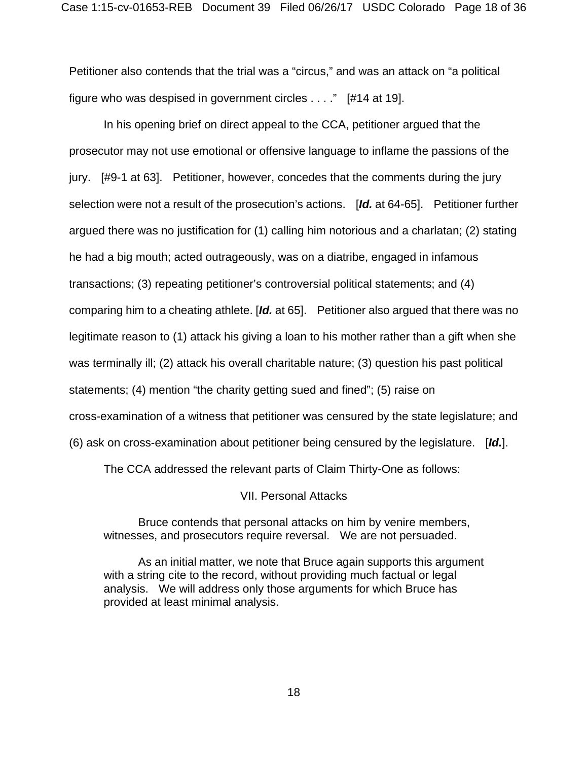Petitioner also contends that the trial was a "circus," and was an attack on "a political figure who was despised in government circles . . . ." [#14 at 19].

In his opening brief on direct appeal to the CCA, petitioner argued that the prosecutor may not use emotional or offensive language to inflame the passions of the jury. [#9-1 at 63]. Petitioner, however, concedes that the comments during the jury selection were not a result of the prosecution's actions. [***Id.*** at 64-65]. Petitioner further argued there was no justification for (1) calling him notorious and a charlatan; (2) stating he had a big mouth; acted outrageously, was on a diatribe, engaged in infamous transactions; (3) repeating petitioner's controversial political statements; and (4) comparing him to a cheating athlete. [***Id.*** at 65]. Petitioner also argued that there was no legitimate reason to (1) attack his giving a loan to his mother rather than a gift when she was terminally ill; (2) attack his overall charitable nature; (3) question his past political statements; (4) mention "the charity getting sued and fined"; (5) raise on cross-examination of a witness that petitioner was censured by the state legislature; and (6) ask on cross-examination about petitioner being censured by the legislature. [***Id.***].

The CCA addressed the relevant parts of Claim Thirty-One as follows:

> VII. Personal Attacks
>
> Bruce contends that personal attacks on him by venire members, witnesses, and prosecutors require reversal. We are not persuaded.
>
> As an initial matter, we note that Bruce again supports this argument with a string cite to the record, without providing much factual or legal analysis. We will address only those arguments for which Bruce has provided at least minimal analysis.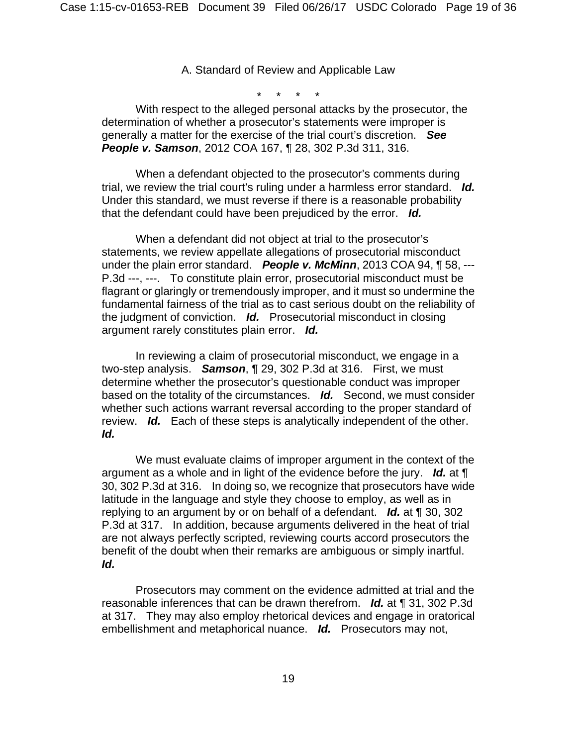A. Standard of Review and Applicable Law

\* \* \* \*

With respect to the alleged personal attacks by the prosecutor, the determination of whether a prosecutor's statements were improper is generally a matter for the exercise of the trial court's discretion. ***See People v. Samson***, 2012 COA 167, ¶ 28, 302 P.3d 311, 316.

When a defendant objected to the prosecutor's comments during trial, we review the trial court's ruling under a harmless error standard. ***Id.*** Under this standard, we must reverse if there is a reasonable probability that the defendant could have been prejudiced by the error. ***Id.***

When a defendant did not object at trial to the prosecutor's statements, we review appellate allegations of prosecutorial misconduct under the plain error standard. ***People v. McMinn***, 2013 COA 94, ¶ 58, --- P.3d ---, ---. To constitute plain error, prosecutorial misconduct must be flagrant or glaringly or tremendously improper, and it must so undermine the fundamental fairness of the trial as to cast serious doubt on the reliability of the judgment of conviction. ***Id.*** Prosecutorial misconduct in closing argument rarely constitutes plain error. ***Id.***

In reviewing a claim of prosecutorial misconduct, we engage in a two-step analysis. ***Samson***, ¶ 29, 302 P.3d at 316. First, we must determine whether the prosecutor's questionable conduct was improper based on the totality of the circumstances. ***Id.*** Second, we must consider whether such actions warrant reversal according to the proper standard of review. ***Id.*** Each of these steps is analytically independent of the other. ***Id.***

We must evaluate claims of improper argument in the context of the argument as a whole and in light of the evidence before the jury. ***Id.*** at ¶ 30, 302 P.3d at 316. In doing so, we recognize that prosecutors have wide latitude in the language and style they choose to employ, as well as in replying to an argument by or on behalf of a defendant. ***Id.*** at ¶ 30, 302 P.3d at 317. In addition, because arguments delivered in the heat of trial are not always perfectly scripted, reviewing courts accord prosecutors the benefit of the doubt when their remarks are ambiguous or simply inartful. ***Id.***

Prosecutors may comment on the evidence admitted at trial and the reasonable inferences that can be drawn therefrom. ***Id.*** at ¶ 31, 302 P.3d at 317. They may also employ rhetorical devices and engage in oratorical embellishment and metaphorical nuance. ***Id.*** Prosecutors may not,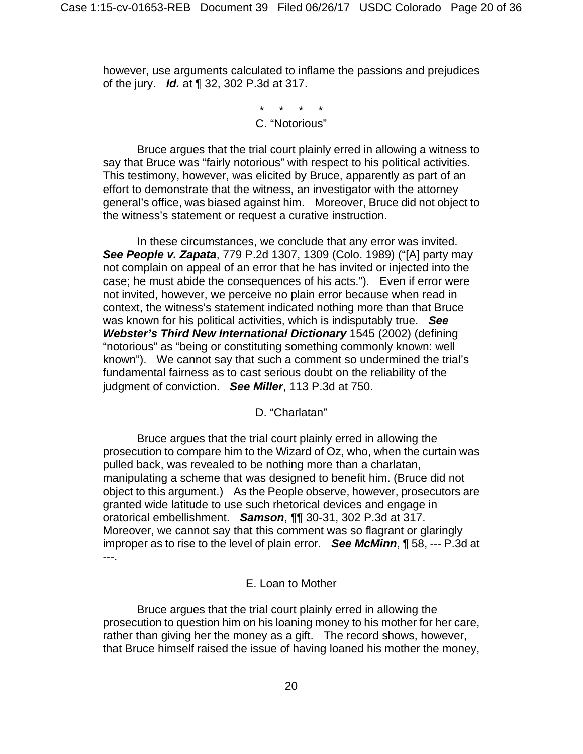however, use arguments calculated to inflame the passions and prejudices of the jury. ***Id.*** at ¶ 32, 302 P.3d at 317.

\* \* \* \*

C. "Notorious"

Bruce argues that the trial court plainly erred in allowing a witness to say that Bruce was "fairly notorious" with respect to his political activities. This testimony, however, was elicited by Bruce, apparently as part of an effort to demonstrate that the witness, an investigator with the attorney general's office, was biased against him. Moreover, Bruce did not object to the witness's statement or request a curative instruction.

In these circumstances, we conclude that any error was invited. ***See People v. Zapata***, 779 P.2d 1307, 1309 (Colo. 1989) ("[A] party may not complain on appeal of an error that he has invited or injected into the case; he must abide the consequences of his acts."). Even if error were not invited, however, we perceive no plain error because when read in context, the witness's statement indicated nothing more than that Bruce was known for his political activities, which is indisputably true. ***See Webster's Third New International Dictionary*** 1545 (2002) (defining "notorious" as "being or constituting something commonly known: well known"). We cannot say that such a comment so undermined the trial's fundamental fairness as to cast serious doubt on the reliability of the judgment of conviction. ***See Miller***, 113 P.3d at 750.

D. "Charlatan"

Bruce argues that the trial court plainly erred in allowing the prosecution to compare him to the Wizard of Oz, who, when the curtain was pulled back, was revealed to be nothing more than a charlatan, manipulating a scheme that was designed to benefit him. (Bruce did not object to this argument.) As the People observe, however, prosecutors are granted wide latitude to use such rhetorical devices and engage in oratorical embellishment. ***Samson***, ¶¶ 30-31, 302 P.3d at 317. Moreover, we cannot say that this comment was so flagrant or glaringly improper as to rise to the level of plain error. ***See McMinn***, ¶ 58, --- P.3d at ---.

E. Loan to Mother

Bruce argues that the trial court plainly erred in allowing the prosecution to question him on his loaning money to his mother for her care, rather than giving her the money as a gift. The record shows, however, that Bruce himself raised the issue of having loaned his mother the money,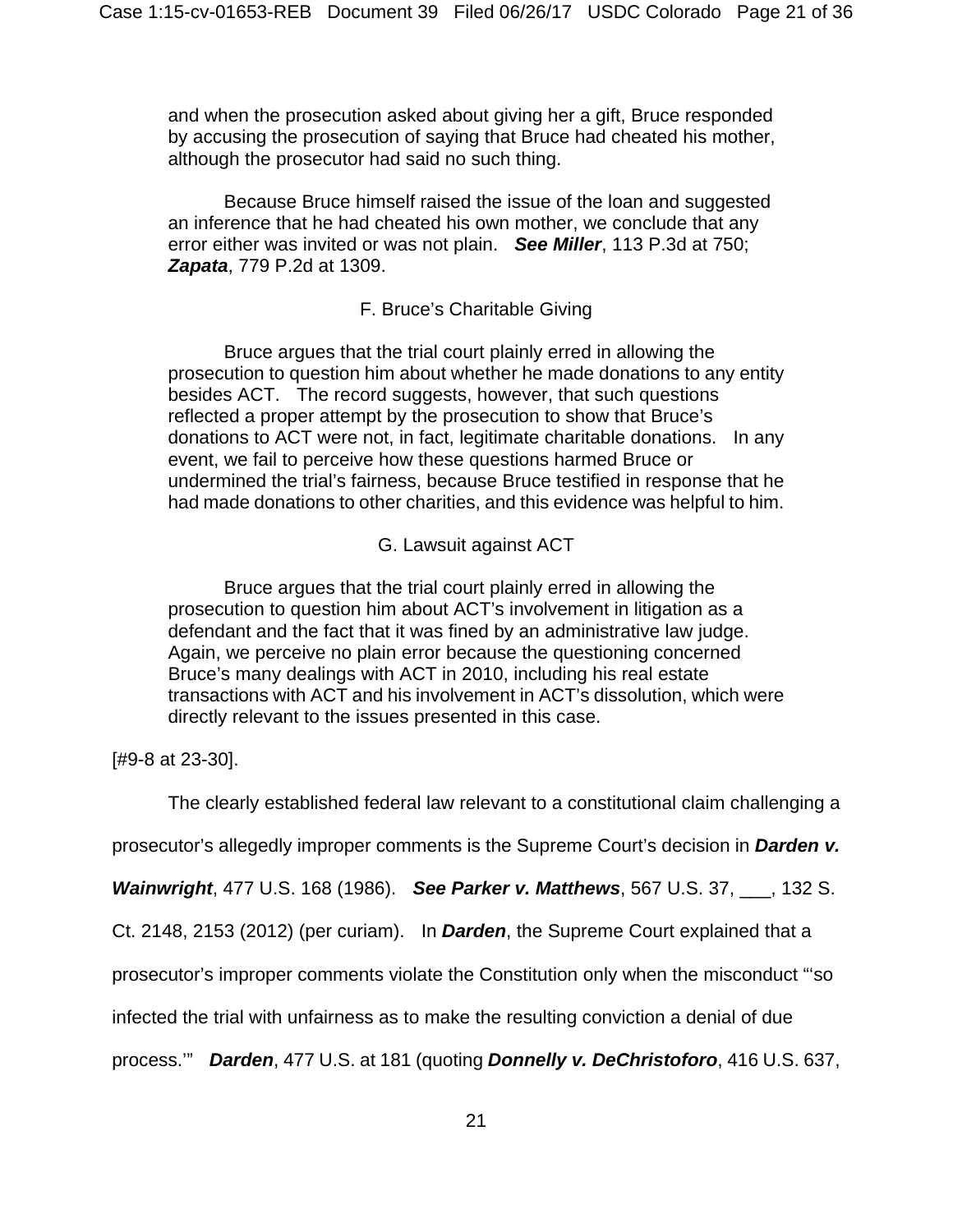and when the prosecution asked about giving her a gift, Bruce responded by accusing the prosecution of saying that Bruce had cheated his mother, although the prosecutor had said no such thing.

Because Bruce himself raised the issue of the loan and suggested an inference that he had cheated his own mother, we conclude that any error either was invited or was not plain. ***See Miller***, 113 P.3d at 750; ***Zapata***, 779 P.2d at 1309.

F. Bruce's Charitable Giving

Bruce argues that the trial court plainly erred in allowing the prosecution to question him about whether he made donations to any entity besides ACT. The record suggests, however, that such questions reflected a proper attempt by the prosecution to show that Bruce's donations to ACT were not, in fact, legitimate charitable donations. In any event, we fail to perceive how these questions harmed Bruce or undermined the trial's fairness, because Bruce testified in response that he had made donations to other charities, and this evidence was helpful to him.

G. Lawsuit against ACT

Bruce argues that the trial court plainly erred in allowing the prosecution to question him about ACT's involvement in litigation as a defendant and the fact that it was fined by an administrative law judge. Again, we perceive no plain error because the questioning concerned Bruce's many dealings with ACT in 2010, including his real estate transactions with ACT and his involvement in ACT's dissolution, which were directly relevant to the issues presented in this case.

[#9-8 at 23-30].

The clearly established federal law relevant to a constitutional claim challenging a prosecutor's allegedly improper comments is the Supreme Court's decision in ***Darden v. Wainwright***, 477 U.S. 168 (1986). ***See Parker v. Matthews***, 567 U.S. 37, ___, 132 S. Ct. 2148, 2153 (2012) (per curiam). In ***Darden***, the Supreme Court explained that a prosecutor's improper comments violate the Constitution only when the misconduct "'so infected the trial with unfairness as to make the resulting conviction a denial of due process.'" ***Darden***, 477 U.S. at 181 (quoting ***Donnelly v. DeChristoforo***, 416 U.S. 637,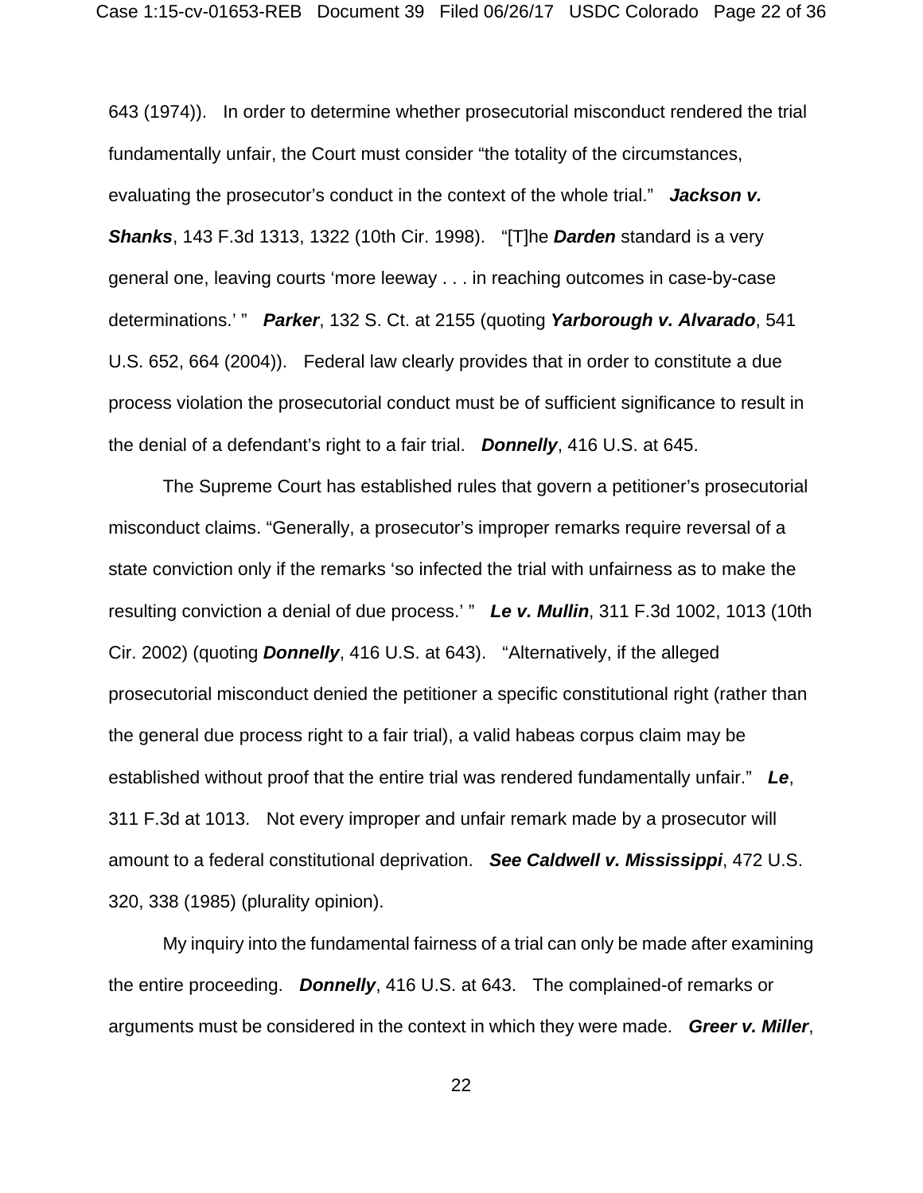643 (1974)). In order to determine whether prosecutorial misconduct rendered the trial fundamentally unfair, the Court must consider "the totality of the circumstances, evaluating the prosecutor's conduct in the context of the whole trial." ***Jackson v. Shanks***, 143 F.3d 1313, 1322 (10th Cir. 1998). "[T]he ***Darden*** standard is a very general one, leaving courts 'more leeway . . . in reaching outcomes in case-by-case determinations.' " ***Parker***, 132 S. Ct. at 2155 (quoting ***Yarborough v. Alvarado***, 541 U.S. 652, 664 (2004)). Federal law clearly provides that in order to constitute a due process violation the prosecutorial conduct must be of sufficient significance to result in the denial of a defendant's right to a fair trial. ***Donnelly***, 416 U.S. at 645.

The Supreme Court has established rules that govern a petitioner's prosecutorial misconduct claims. "Generally, a prosecutor's improper remarks require reversal of a state conviction only if the remarks 'so infected the trial with unfairness as to make the resulting conviction a denial of due process.' " ***Le v. Mullin***, 311 F.3d 1002, 1013 (10th Cir. 2002) (quoting ***Donnelly***, 416 U.S. at 643). "Alternatively, if the alleged prosecutorial misconduct denied the petitioner a specific constitutional right (rather than the general due process right to a fair trial), a valid habeas corpus claim may be established without proof that the entire trial was rendered fundamentally unfair." ***Le***, 311 F.3d at 1013. Not every improper and unfair remark made by a prosecutor will amount to a federal constitutional deprivation. ***See Caldwell v. Mississippi***, 472 U.S. 320, 338 (1985) (plurality opinion).

My inquiry into the fundamental fairness of a trial can only be made after examining the entire proceeding. ***Donnelly***, 416 U.S. at 643. The complained-of remarks or arguments must be considered in the context in which they were made. ***Greer v. Miller***,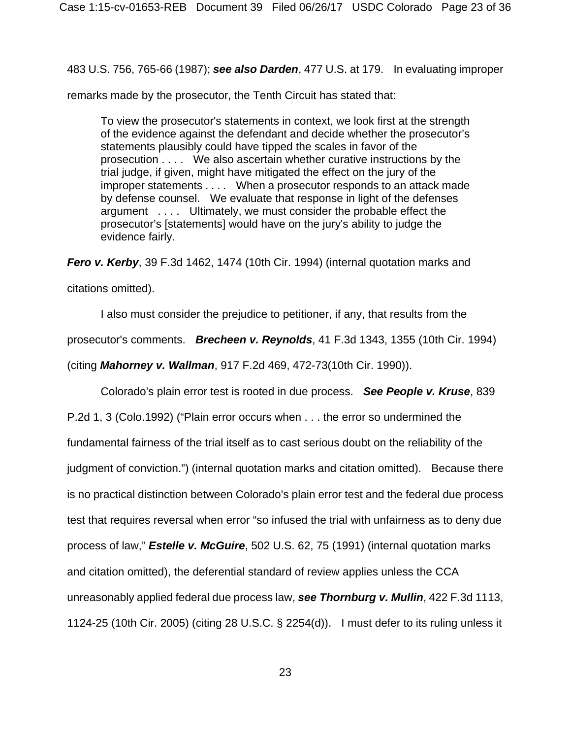483 U.S. 756, 765-66 (1987); ***see also Darden***, 477 U.S. at 179. In evaluating improper remarks made by the prosecutor, the Tenth Circuit has stated that:

> To view the prosecutor's statements in context, we look first at the strength of the evidence against the defendant and decide whether the prosecutor's statements plausibly could have tipped the scales in favor of the prosecution . . . . We also ascertain whether curative instructions by the trial judge, if given, might have mitigated the effect on the jury of the improper statements . . . . When a prosecutor responds to an attack made by defense counsel. We evaluate that response in light of the defenses argument . . . . Ultimately, we must consider the probable effect the prosecutor's [statements] would have on the jury's ability to judge the evidence fairly.

***Fero v. Kerby***, 39 F.3d 1462, 1474 (10th Cir. 1994) (internal quotation marks and citations omitted).

I also must consider the prejudice to petitioner, if any, that results from the prosecutor's comments. ***Brecheen v. Reynolds***, 41 F.3d 1343, 1355 (10th Cir. 1994) (citing ***Mahorney v. Wallman***, 917 F.2d 469, 472-73(10th Cir. 1990)).

Colorado's plain error test is rooted in due process. ***See People v. Kruse***, 839 P.2d 1, 3 (Colo.1992) ("Plain error occurs when . . . the error so undermined the fundamental fairness of the trial itself as to cast serious doubt on the reliability of the judgment of conviction.") (internal quotation marks and citation omitted). Because there is no practical distinction between Colorado's plain error test and the federal due process test that requires reversal when error "so infused the trial with unfairness as to deny due process of law," ***Estelle v. McGuire***, 502 U.S. 62, 75 (1991) (internal quotation marks and citation omitted), the deferential standard of review applies unless the CCA unreasonably applied federal due process law, ***see Thornburg v. Mullin***, 422 F.3d 1113, 1124-25 (10th Cir. 2005) (citing 28 U.S.C. § 2254(d)). I must defer to its ruling unless it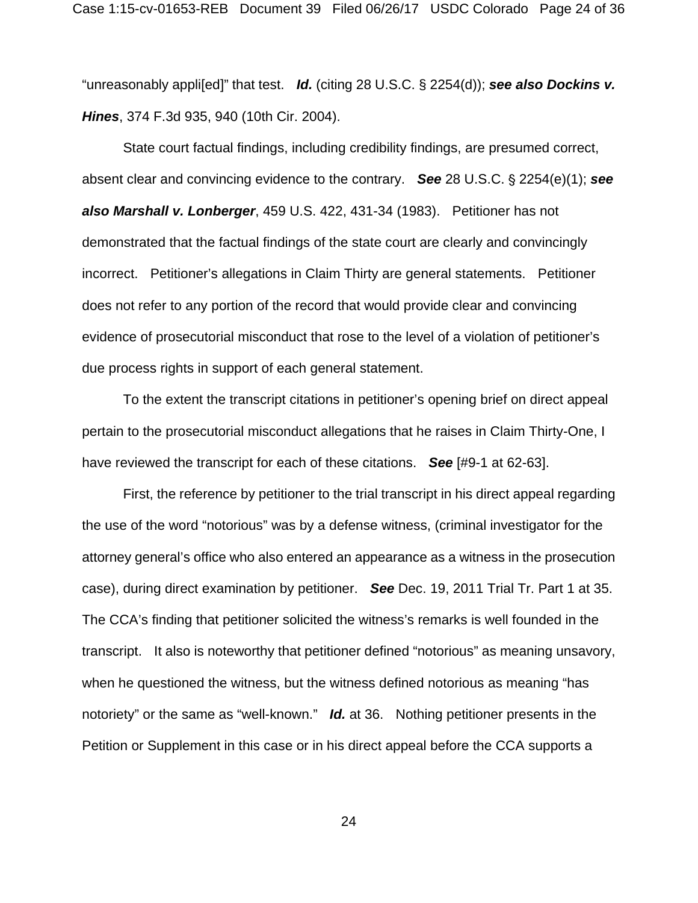"unreasonably appli[ed]" that test. ***Id.*** (citing 28 U.S.C. § 2254(d)); ***see also Dockins v. Hines***, 374 F.3d 935, 940 (10th Cir. 2004).

State court factual findings, including credibility findings, are presumed correct, absent clear and convincing evidence to the contrary. ***See*** 28 U.S.C. § 2254(e)(1); ***see also Marshall v. Lonberger***, 459 U.S. 422, 431-34 (1983). Petitioner has not demonstrated that the factual findings of the state court are clearly and convincingly incorrect. Petitioner's allegations in Claim Thirty are general statements. Petitioner does not refer to any portion of the record that would provide clear and convincing evidence of prosecutorial misconduct that rose to the level of a violation of petitioner's due process rights in support of each general statement.

To the extent the transcript citations in petitioner's opening brief on direct appeal pertain to the prosecutorial misconduct allegations that he raises in Claim Thirty-One, I have reviewed the transcript for each of these citations. ***See*** [#9-1 at 62-63].

First, the reference by petitioner to the trial transcript in his direct appeal regarding the use of the word "notorious" was by a defense witness, (criminal investigator for the attorney general's office who also entered an appearance as a witness in the prosecution case), during direct examination by petitioner. ***See*** Dec. 19, 2011 Trial Tr. Part 1 at 35. The CCA's finding that petitioner solicited the witness's remarks is well founded in the transcript. It also is noteworthy that petitioner defined "notorious" as meaning unsavory, when he questioned the witness, but the witness defined notorious as meaning "has notoriety" or the same as "well-known." ***Id.*** at 36. Nothing petitioner presents in the Petition or Supplement in this case or in his direct appeal before the CCA supports a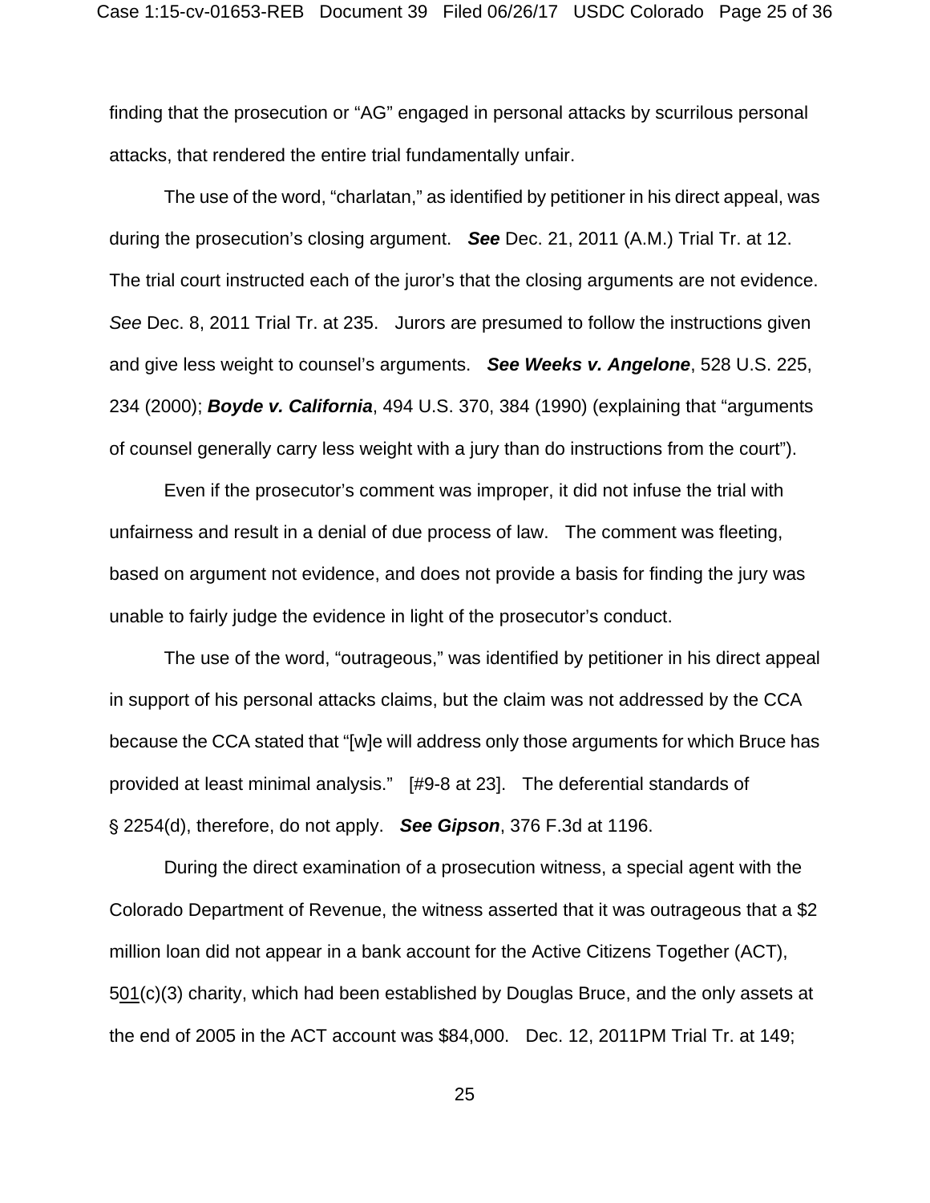finding that the prosecution or "AG" engaged in personal attacks by scurrilous personal attacks, that rendered the entire trial fundamentally unfair.

The use of the word, "charlatan," as identified by petitioner in his direct appeal, was during the prosecution's closing argument. ***See*** Dec. 21, 2011 (A.M.) Trial Tr. at 12. The trial court instructed each of the juror's that the closing arguments are not evidence. *See* Dec. 8, 2011 Trial Tr. at 235. Jurors are presumed to follow the instructions given and give less weight to counsel's arguments. ***See Weeks v. Angelone***, 528 U.S. 225, 234 (2000); ***Boyde v. California***, 494 U.S. 370, 384 (1990) (explaining that "arguments of counsel generally carry less weight with a jury than do instructions from the court").

Even if the prosecutor's comment was improper, it did not infuse the trial with unfairness and result in a denial of due process of law. The comment was fleeting, based on argument not evidence, and does not provide a basis for finding the jury was unable to fairly judge the evidence in light of the prosecutor's conduct.

The use of the word, "outrageous," was identified by petitioner in his direct appeal in support of his personal attacks claims, but the claim was not addressed by the CCA because the CCA stated that "[w]e will address only those arguments for which Bruce has provided at least minimal analysis." [#9-8 at 23]. The deferential standards of § 2254(d), therefore, do not apply. ***See Gipson***, 376 F.3d at 1196.

During the direct examination of a prosecution witness, a special agent with the Colorado Department of Revenue, the witness asserted that it was outrageous that a $2 million loan did not appear in a bank account for the Active Citizens Together (ACT), 501(c)(3) charity, which had been established by Douglas Bruce, and the only assets at the end of 2005 in the ACT account was $84,000. Dec. 12, 2011PM Trial Tr. at 149;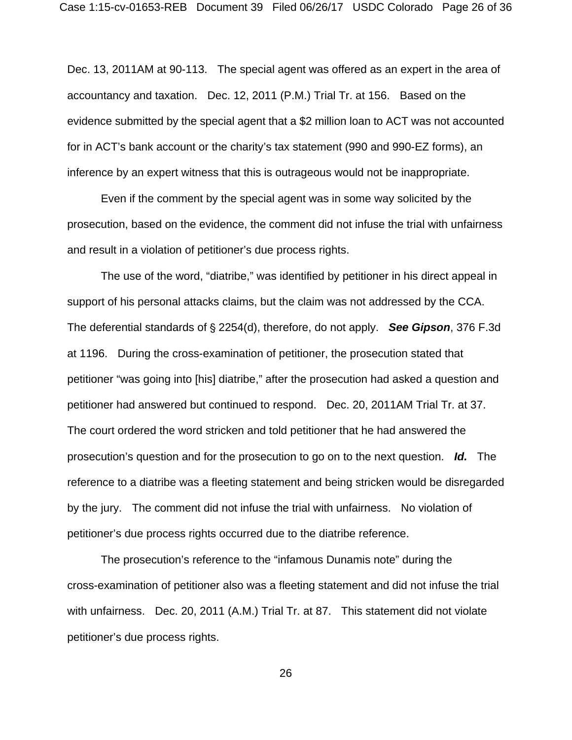Dec. 13, 2011AM at 90-113. The special agent was offered as an expert in the area of accountancy and taxation. Dec. 12, 2011 (P.M.) Trial Tr. at 156. Based on the evidence submitted by the special agent that a $2 million loan to ACT was not accounted for in ACT's bank account or the charity's tax statement (990 and 990-EZ forms), an inference by an expert witness that this is outrageous would not be inappropriate.

Even if the comment by the special agent was in some way solicited by the prosecution, based on the evidence, the comment did not infuse the trial with unfairness and result in a violation of petitioner's due process rights.

The use of the word, "diatribe," was identified by petitioner in his direct appeal in support of his personal attacks claims, but the claim was not addressed by the CCA. The deferential standards of § 2254(d), therefore, do not apply. ***See Gipson***, 376 F.3d at 1196. During the cross-examination of petitioner, the prosecution stated that petitioner "was going into [his] diatribe," after the prosecution had asked a question and petitioner had answered but continued to respond. Dec. 20, 2011AM Trial Tr. at 37. The court ordered the word stricken and told petitioner that he had answered the prosecution's question and for the prosecution to go on to the next question. ***Id.*** The reference to a diatribe was a fleeting statement and being stricken would be disregarded by the jury. The comment did not infuse the trial with unfairness. No violation of petitioner's due process rights occurred due to the diatribe reference.

The prosecution's reference to the "infamous Dunamis note" during the cross-examination of petitioner also was a fleeting statement and did not infuse the trial with unfairness. Dec. 20, 2011 (A.M.) Trial Tr. at 87. This statement did not violate petitioner's due process rights.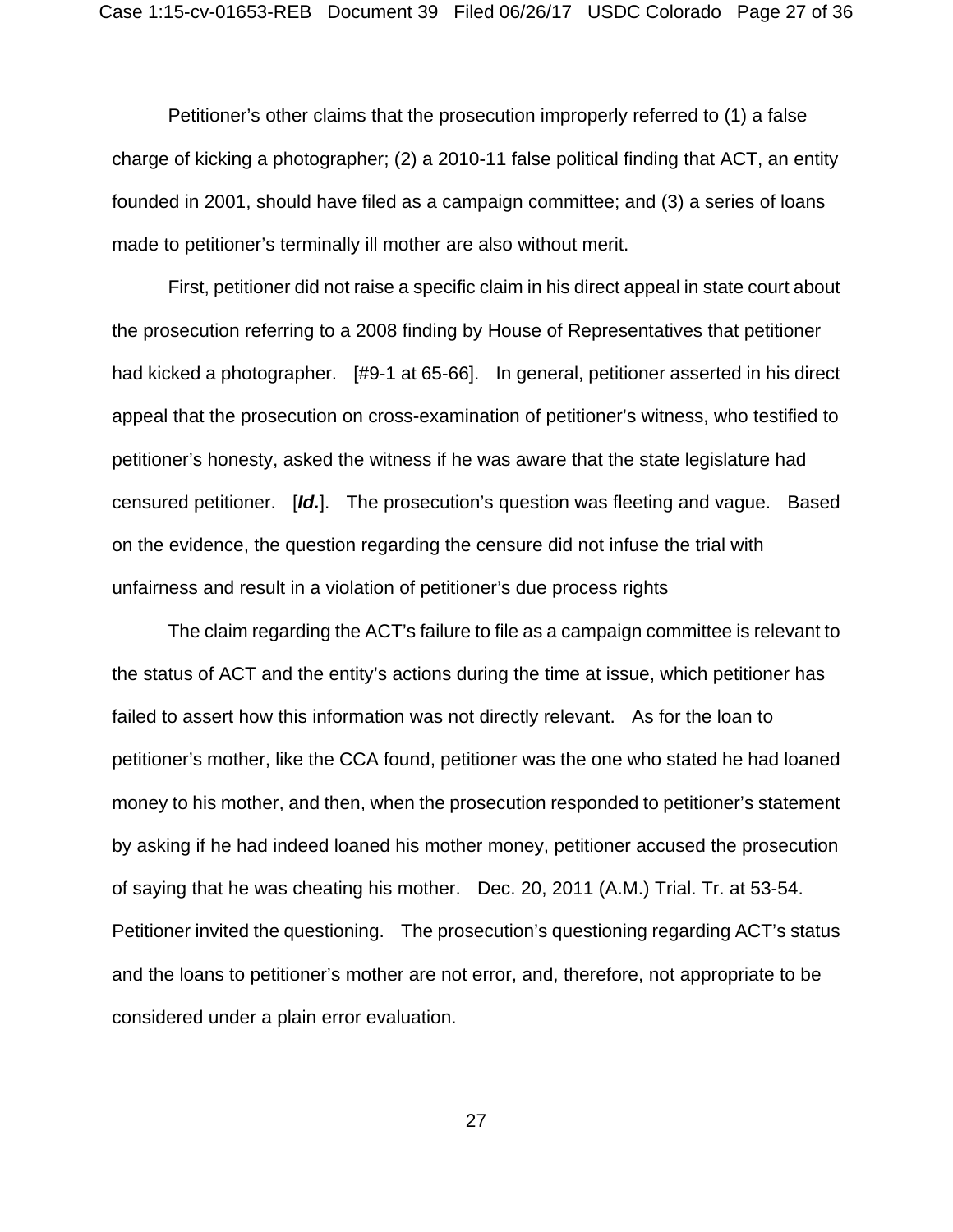Petitioner's other claims that the prosecution improperly referred to (1) a false charge of kicking a photographer; (2) a 2010-11 false political finding that ACT, an entity founded in 2001, should have filed as a campaign committee; and (3) a series of loans made to petitioner's terminally ill mother are also without merit.

First, petitioner did not raise a specific claim in his direct appeal in state court about the prosecution referring to a 2008 finding by House of Representatives that petitioner had kicked a photographer. [#9-1 at 65-66]. In general, petitioner asserted in his direct appeal that the prosecution on cross-examination of petitioner's witness, who testified to petitioner's honesty, asked the witness if he was aware that the state legislature had censured petitioner. [***Id.***]. The prosecution's question was fleeting and vague. Based on the evidence, the question regarding the censure did not infuse the trial with unfairness and result in a violation of petitioner's due process rights

The claim regarding the ACT's failure to file as a campaign committee is relevant to the status of ACT and the entity's actions during the time at issue, which petitioner has failed to assert how this information was not directly relevant. As for the loan to petitioner's mother, like the CCA found, petitioner was the one who stated he had loaned money to his mother, and then, when the prosecution responded to petitioner's statement by asking if he had indeed loaned his mother money, petitioner accused the prosecution of saying that he was cheating his mother. Dec. 20, 2011 (A.M.) Trial. Tr. at 53-54. Petitioner invited the questioning. The prosecution's questioning regarding ACT's status and the loans to petitioner's mother are not error, and, therefore, not appropriate to be considered under a plain error evaluation.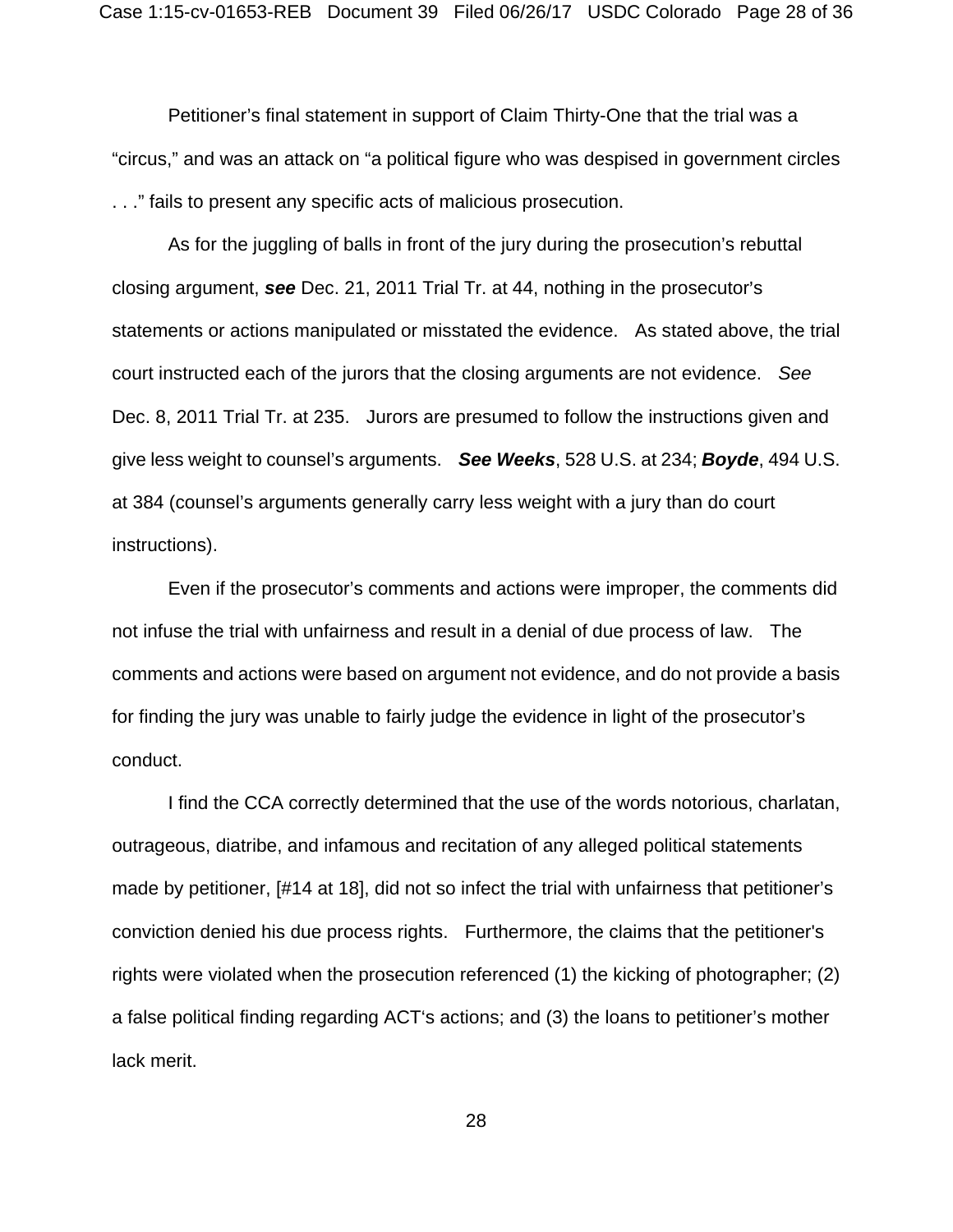Petitioner's final statement in support of Claim Thirty-One that the trial was a "circus," and was an attack on "a political figure who was despised in government circles . . ." fails to present any specific acts of malicious prosecution.

As for the juggling of balls in front of the jury during the prosecution's rebuttal closing argument, ***see*** Dec. 21, 2011 Trial Tr. at 44, nothing in the prosecutor's statements or actions manipulated or misstated the evidence. As stated above, the trial court instructed each of the jurors that the closing arguments are not evidence. *See* Dec. 8, 2011 Trial Tr. at 235. Jurors are presumed to follow the instructions given and give less weight to counsel's arguments. ***See Weeks***, 528 U.S. at 234; ***Boyde***, 494 U.S. at 384 (counsel's arguments generally carry less weight with a jury than do court instructions).

Even if the prosecutor's comments and actions were improper, the comments did not infuse the trial with unfairness and result in a denial of due process of law. The comments and actions were based on argument not evidence, and do not provide a basis for finding the jury was unable to fairly judge the evidence in light of the prosecutor's conduct.

I find the CCA correctly determined that the use of the words notorious, charlatan, outrageous, diatribe, and infamous and recitation of any alleged political statements made by petitioner, [#14 at 18], did not so infect the trial with unfairness that petitioner's conviction denied his due process rights. Furthermore, the claims that the petitioner's rights were violated when the prosecution referenced (1) the kicking of photographer; (2) a false political finding regarding ACT's actions; and (3) the loans to petitioner's mother lack merit.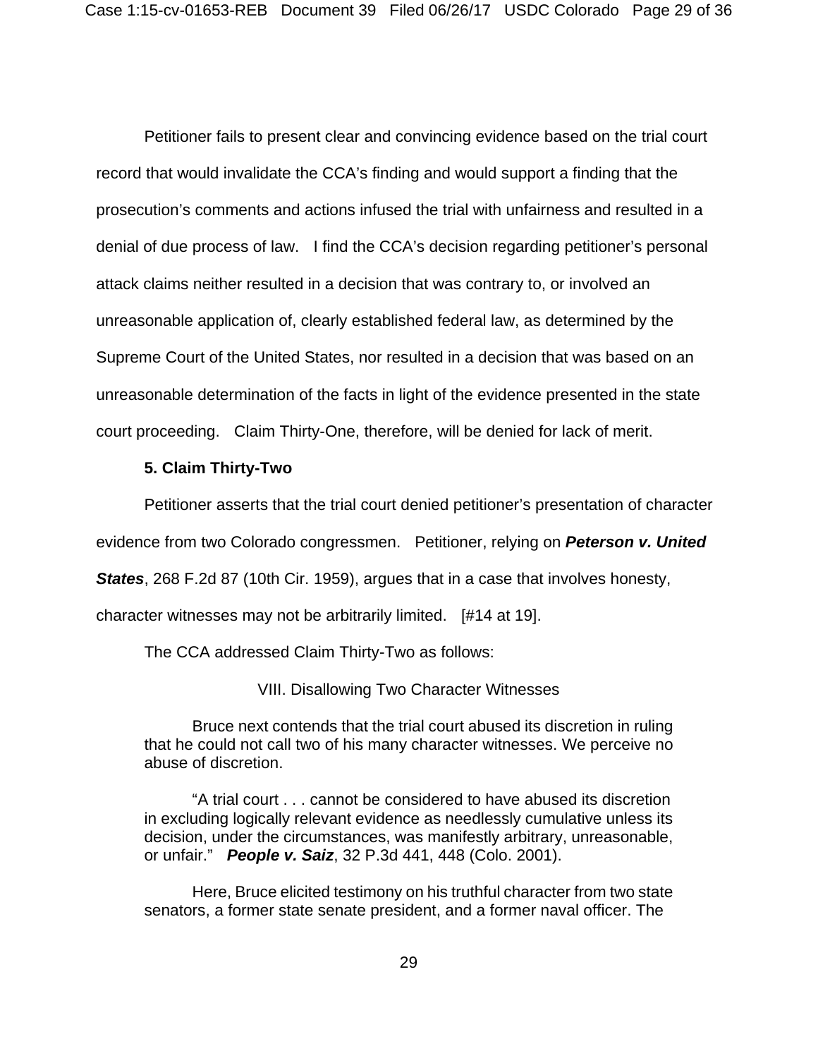Petitioner fails to present clear and convincing evidence based on the trial court record that would invalidate the CCA's finding and would support a finding that the prosecution's comments and actions infused the trial with unfairness and resulted in a denial of due process of law. I find the CCA's decision regarding petitioner's personal attack claims neither resulted in a decision that was contrary to, or involved an unreasonable application of, clearly established federal law, as determined by the Supreme Court of the United States, nor resulted in a decision that was based on an unreasonable determination of the facts in light of the evidence presented in the state court proceeding. Claim Thirty-One, therefore, will be denied for lack of merit.

**5. Claim Thirty-Two**

Petitioner asserts that the trial court denied petitioner's presentation of character evidence from two Colorado congressmen. Petitioner, relying on ***Peterson v. United States***, 268 F.2d 87 (10th Cir. 1959), argues that in a case that involves honesty, character witnesses may not be arbitrarily limited. [#14 at 19].

The CCA addressed Claim Thirty-Two as follows:

> VIII. Disallowing Two Character Witnesses
>
> Bruce next contends that the trial court abused its discretion in ruling that he could not call two of his many character witnesses. We perceive no abuse of discretion.
>
> "A trial court . . . cannot be considered to have abused its discretion in excluding logically relevant evidence as needlessly cumulative unless its decision, under the circumstances, was manifestly arbitrary, unreasonable, or unfair." ***People v. Saiz***, 32 P.3d 441, 448 (Colo. 2001).
>
> Here, Bruce elicited testimony on his truthful character from two state senators, a former state senate president, and a former naval officer. The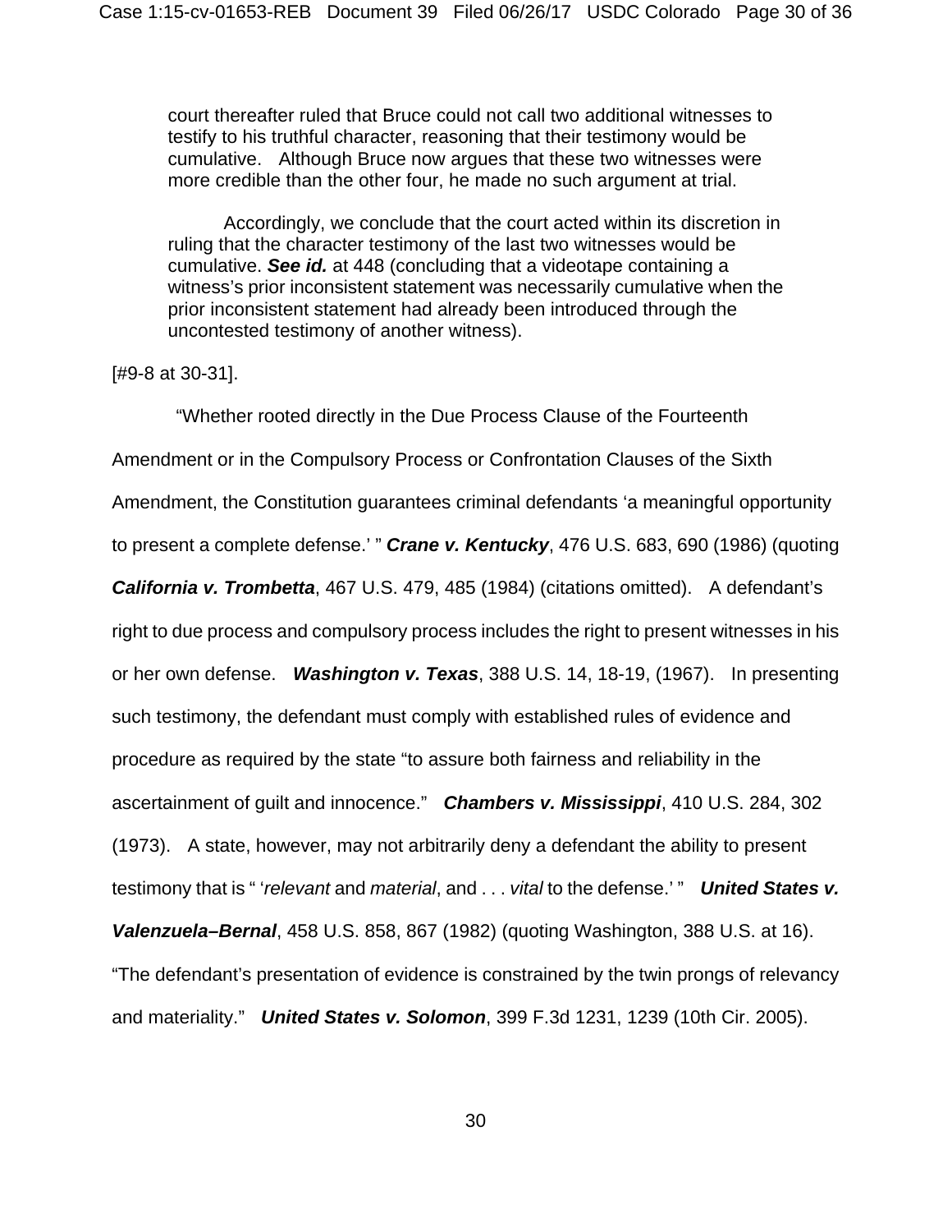> court thereafter ruled that Bruce could not call two additional witnesses to testify to his truthful character, reasoning that their testimony would be cumulative. Although Bruce now argues that these two witnesses were more credible than the other four, he made no such argument at trial.
>
> Accordingly, we conclude that the court acted within its discretion in ruling that the character testimony of the last two witnesses would be cumulative. ***See id.*** at 448 (concluding that a videotape containing a witness's prior inconsistent statement was necessarily cumulative when the prior inconsistent statement had already been introduced through the uncontested testimony of another witness).

[#9-8 at 30-31].

"Whether rooted directly in the Due Process Clause of the Fourteenth Amendment or in the Compulsory Process or Confrontation Clauses of the Sixth Amendment, the Constitution guarantees criminal defendants 'a meaningful opportunity to present a complete defense.' " ***Crane v. Kentucky***, 476 U.S. 683, 690 (1986) (quoting ***California v. Trombetta***, 467 U.S. 479, 485 (1984) (citations omitted). A defendant's right to due process and compulsory process includes the right to present witnesses in his or her own defense. ***Washington v. Texas***, 388 U.S. 14, 18-19, (1967). In presenting such testimony, the defendant must comply with established rules of evidence and procedure as required by the state "to assure both fairness and reliability in the ascertainment of guilt and innocence." ***Chambers v. Mississippi***, 410 U.S. 284, 302 (1973). A state, however, may not arbitrarily deny a defendant the ability to present testimony that is " '*relevant* and *material*, and . . . *vital* to the defense.' " ***United States v. Valenzuela–Bernal***, 458 U.S. 858, 867 (1982) (quoting Washington, 388 U.S. at 16). "The defendant's presentation of evidence is constrained by the twin prongs of relevancy and materiality." ***United States v. Solomon***, 399 F.3d 1231, 1239 (10th Cir. 2005).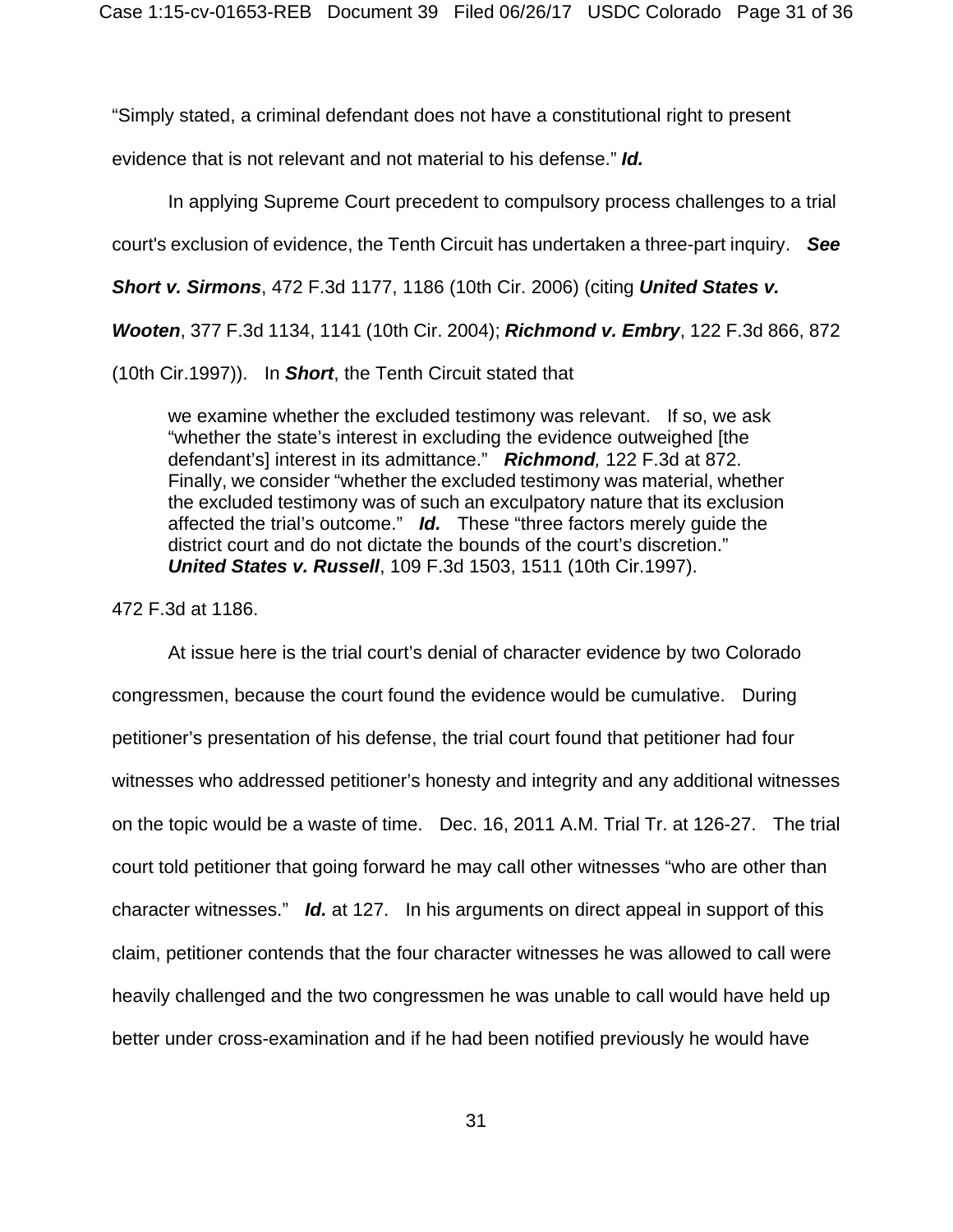"Simply stated, a criminal defendant does not have a constitutional right to present evidence that is not relevant and not material to his defense." ***Id.***

In applying Supreme Court precedent to compulsory process challenges to a trial court's exclusion of evidence, the Tenth Circuit has undertaken a three-part inquiry. ***See Short v. Sirmons***, 472 F.3d 1177, 1186 (10th Cir. 2006) (citing ***United States v. Wooten***, 377 F.3d 1134, 1141 (10th Cir. 2004); ***Richmond v. Embry***, 122 F.3d 866, 872 (10th Cir.1997)). In ***Short***, the Tenth Circuit stated that

> we examine whether the excluded testimony was relevant. If so, we ask "whether the state's interest in excluding the evidence outweighed [the defendant's] interest in its admittance." ***Richmond,*** 122 F.3d at 872. Finally, we consider "whether the excluded testimony was material, whether the excluded testimony was of such an exculpatory nature that its exclusion affected the trial's outcome." ***Id.*** These "three factors merely guide the district court and do not dictate the bounds of the court's discretion." ***United States v. Russell***, 109 F.3d 1503, 1511 (10th Cir.1997).

472 F.3d at 1186.

At issue here is the trial court's denial of character evidence by two Colorado congressmen, because the court found the evidence would be cumulative. During petitioner's presentation of his defense, the trial court found that petitioner had four witnesses who addressed petitioner's honesty and integrity and any additional witnesses on the topic would be a waste of time. Dec. 16, 2011 A.M. Trial Tr. at 126-27. The trial court told petitioner that going forward he may call other witnesses "who are other than character witnesses." ***Id.*** at 127. In his arguments on direct appeal in support of this claim, petitioner contends that the four character witnesses he was allowed to call were heavily challenged and the two congressmen he was unable to call would have held up better under cross-examination and if he had been notified previously he would have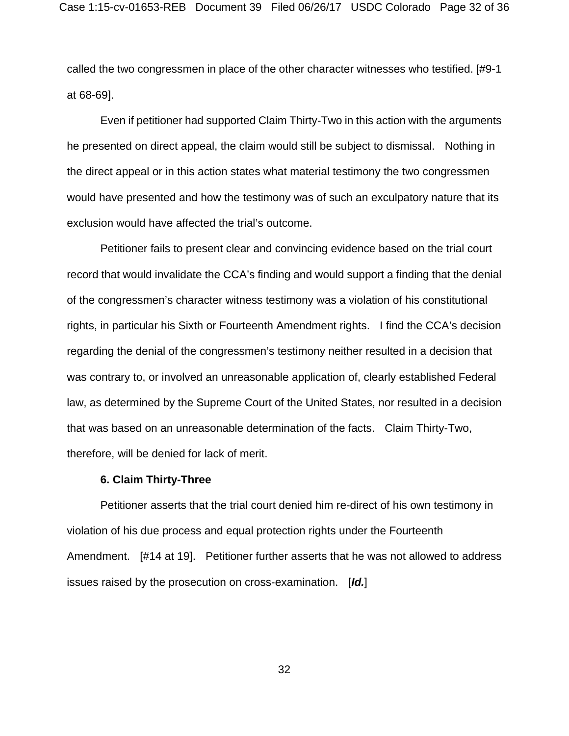called the two congressmen in place of the other character witnesses who testified. [#9-1 at 68-69].

Even if petitioner had supported Claim Thirty-Two in this action with the arguments he presented on direct appeal, the claim would still be subject to dismissal. Nothing in the direct appeal or in this action states what material testimony the two congressmen would have presented and how the testimony was of such an exculpatory nature that its exclusion would have affected the trial's outcome.

Petitioner fails to present clear and convincing evidence based on the trial court record that would invalidate the CCA's finding and would support a finding that the denial of the congressmen's character witness testimony was a violation of his constitutional rights, in particular his Sixth or Fourteenth Amendment rights. I find the CCA's decision regarding the denial of the congressmen's testimony neither resulted in a decision that was contrary to, or involved an unreasonable application of, clearly established Federal law, as determined by the Supreme Court of the United States, nor resulted in a decision that was based on an unreasonable determination of the facts. Claim Thirty-Two, therefore, will be denied for lack of merit.

**6. Claim Thirty-Three**

Petitioner asserts that the trial court denied him re-direct of his own testimony in violation of his due process and equal protection rights under the Fourteenth Amendment. [#14 at 19]. Petitioner further asserts that he was not allowed to address issues raised by the prosecution on cross-examination. [***Id.***]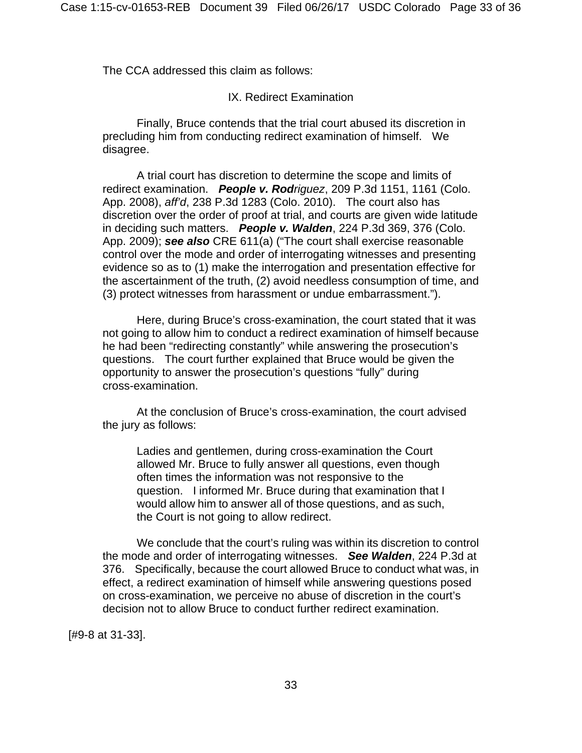The CCA addressed this claim as follows:

IX. Redirect Examination

Finally, Bruce contends that the trial court abused its discretion in precluding him from conducting redirect examination of himself. We disagree.

A trial court has discretion to determine the scope and limits of redirect examination. ***People v. Rod****riguez*, 209 P.3d 1151, 1161 (Colo. App. 2008), *aff'd*, 238 P.3d 1283 (Colo. 2010). The court also has discretion over the order of proof at trial, and courts are given wide latitude in deciding such matters. ***People v. Walden***, 224 P.3d 369, 376 (Colo. App. 2009); ***see also*** CRE 611(a) ("The court shall exercise reasonable control over the mode and order of interrogating witnesses and presenting evidence so as to (1) make the interrogation and presentation effective for the ascertainment of the truth, (2) avoid needless consumption of time, and (3) protect witnesses from harassment or undue embarrassment.").

Here, during Bruce's cross-examination, the court stated that it was not going to allow him to conduct a redirect examination of himself because he had been "redirecting constantly" while answering the prosecution's questions. The court further explained that Bruce would be given the opportunity to answer the prosecution's questions "fully" during cross-examination.

At the conclusion of Bruce's cross-examination, the court advised the jury as follows:

> Ladies and gentlemen, during cross-examination the Court allowed Mr. Bruce to fully answer all questions, even though often times the information was not responsive to the question. I informed Mr. Bruce during that examination that I would allow him to answer all of those questions, and as such, the Court is not going to allow redirect.

We conclude that the court's ruling was within its discretion to control the mode and order of interrogating witnesses. ***See Walden***, 224 P.3d at 376. Specifically, because the court allowed Bruce to conduct what was, in effect, a redirect examination of himself while answering questions posed on cross-examination, we perceive no abuse of discretion in the court's decision not to allow Bruce to conduct further redirect examination.

[#9-8 at 31-33].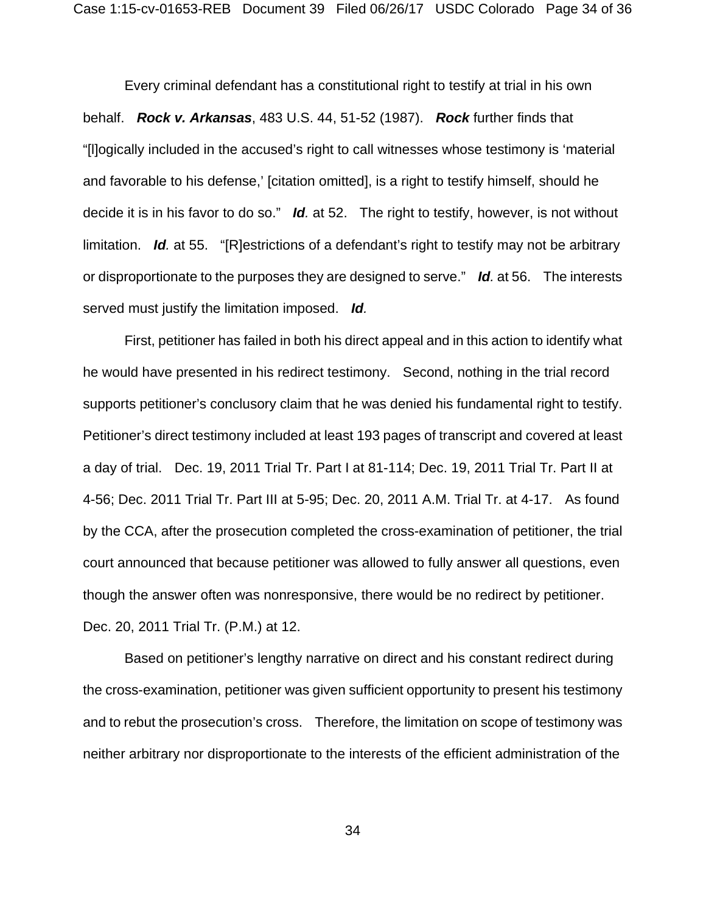Every criminal defendant has a constitutional right to testify at trial in his own behalf. ***Rock v. Arkansas***, 483 U.S. 44, 51-52 (1987). ***Rock*** further finds that "[l]ogically included in the accused's right to call witnesses whose testimony is 'material and favorable to his defense,' [citation omitted], is a right to testify himself, should he decide it is in his favor to do so." ***Id.*** at 52. The right to testify, however, is not without limitation. ***Id.*** at 55. "[R]estrictions of a defendant's right to testify may not be arbitrary or disproportionate to the purposes they are designed to serve." ***Id.*** at 56. The interests served must justify the limitation imposed. ***Id.***

First, petitioner has failed in both his direct appeal and in this action to identify what he would have presented in his redirect testimony. Second, nothing in the trial record supports petitioner's conclusory claim that he was denied his fundamental right to testify. Petitioner's direct testimony included at least 193 pages of transcript and covered at least a day of trial. Dec. 19, 2011 Trial Tr. Part I at 81-114; Dec. 19, 2011 Trial Tr. Part II at 4-56; Dec. 2011 Trial Tr. Part III at 5-95; Dec. 20, 2011 A.M. Trial Tr. at 4-17. As found by the CCA, after the prosecution completed the cross-examination of petitioner, the trial court announced that because petitioner was allowed to fully answer all questions, even though the answer often was nonresponsive, there would be no redirect by petitioner. Dec. 20, 2011 Trial Tr. (P.M.) at 12.

Based on petitioner's lengthy narrative on direct and his constant redirect during the cross-examination, petitioner was given sufficient opportunity to present his testimony and to rebut the prosecution's cross. Therefore, the limitation on scope of testimony was neither arbitrary nor disproportionate to the interests of the efficient administration of the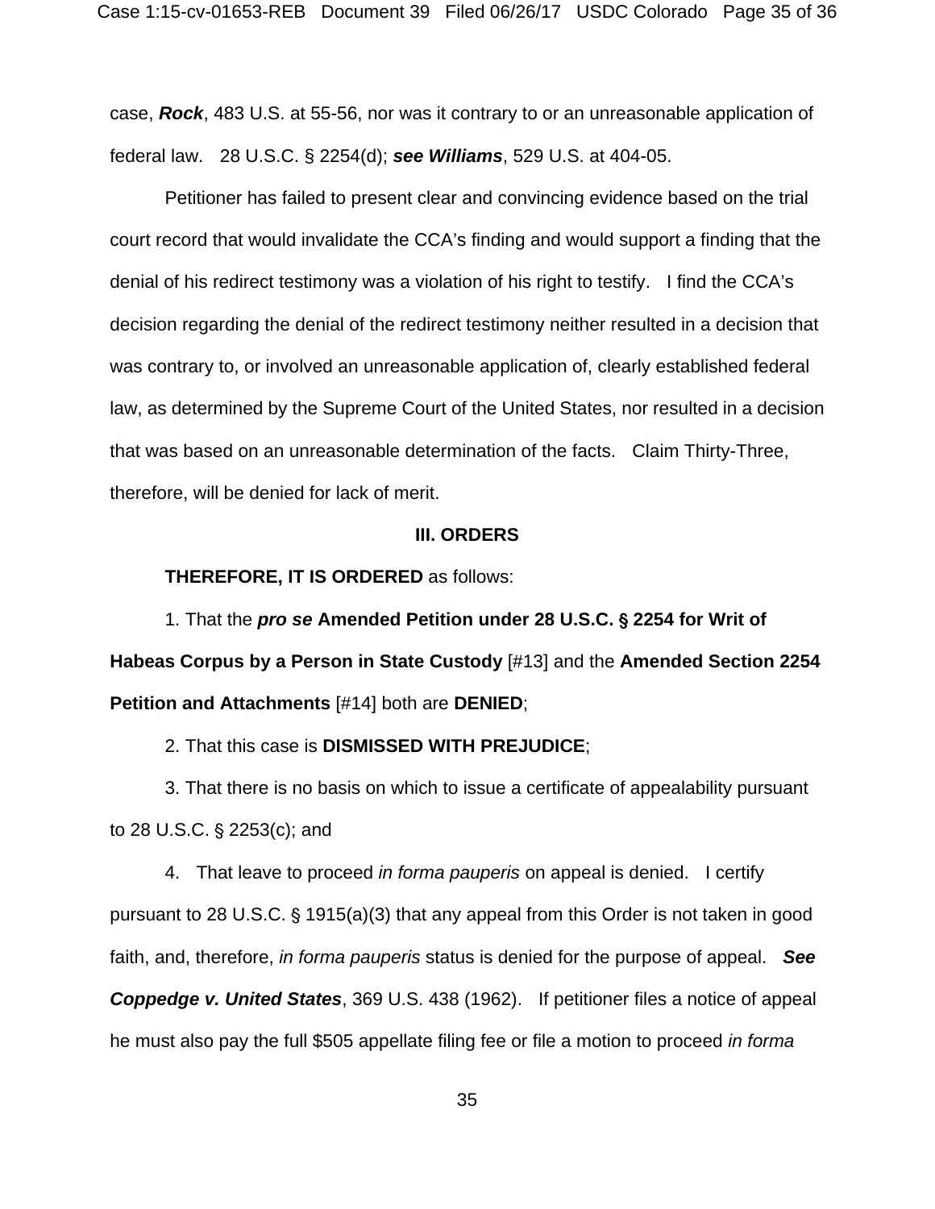case, ***Rock***, 483 U.S. at 55-56, nor was it contrary to or an unreasonable application of federal law. 28 U.S.C. § 2254(d); ***see Williams***, 529 U.S. at 404-05.

Petitioner has failed to present clear and convincing evidence based on the trial court record that would invalidate the CCA's finding and would support a finding that the denial of his redirect testimony was a violation of his right to testify. I find the CCA's decision regarding the denial of the redirect testimony neither resulted in a decision that was contrary to, or involved an unreasonable application of, clearly established federal law, as determined by the Supreme Court of the United States, nor resulted in a decision that was based on an unreasonable determination of the facts. Claim Thirty-Three, therefore, will be denied for lack of merit.

## III. ORDERS

**THEREFORE, IT IS ORDERED** as follows:

1. That the ***pro se*** **Amended Petition under 28 U.S.C. § 2254 for Writ of Habeas Corpus by a Person in State Custody** [#13] and the **Amended Section 2254 Petition and Attachments** [#14] both are **DENIED**;

2. That this case is **DISMISSED WITH PREJUDICE**;

3. That there is no basis on which to issue a certificate of appealability pursuant to 28 U.S.C. § 2253(c); and

4. That leave to proceed *in forma pauperis* on appeal is denied. I certify pursuant to 28 U.S.C. § 1915(a)(3) that any appeal from this Order is not taken in good faith, and, therefore, *in forma pauperis* status is denied for the purpose of appeal. ***See Coppedge v. United States***, 369 U.S. 438 (1962). If petitioner files a notice of appeal he must also pay the full $505 appellate filing fee or file a motion to proceed *in forma*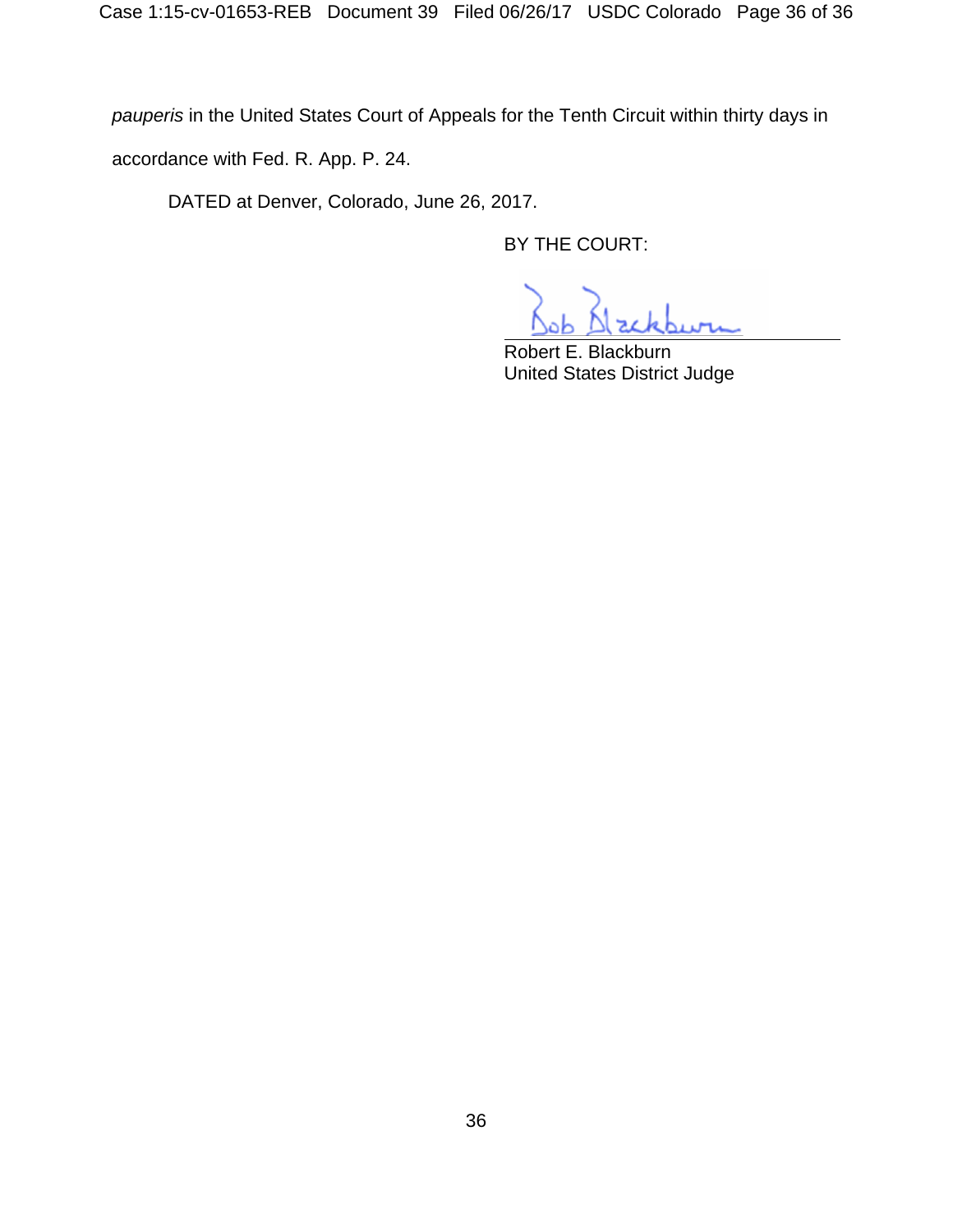*pauperis* in the United States Court of Appeals for the Tenth Circuit within thirty days in accordance with Fed. R. App. P. 24.

DATED at Denver, Colorado, June 26, 2017.

BY THE COURT:

Robert E. Blackburn
United States District Judge